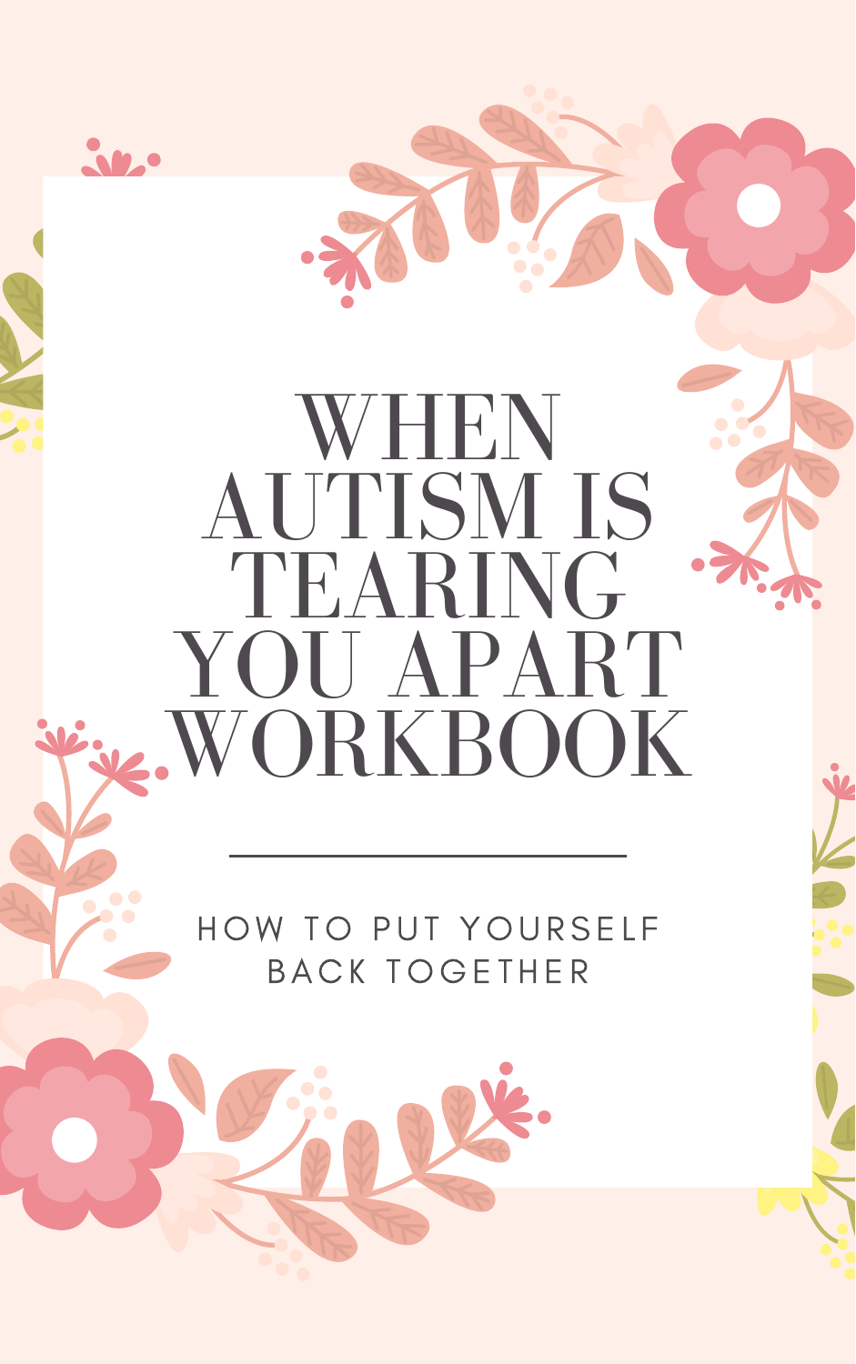# WHEN AUTISM IS TEARING YOU APART WORKBOOK

---

HOW TO PUT YOURSELF BACK TOGETHER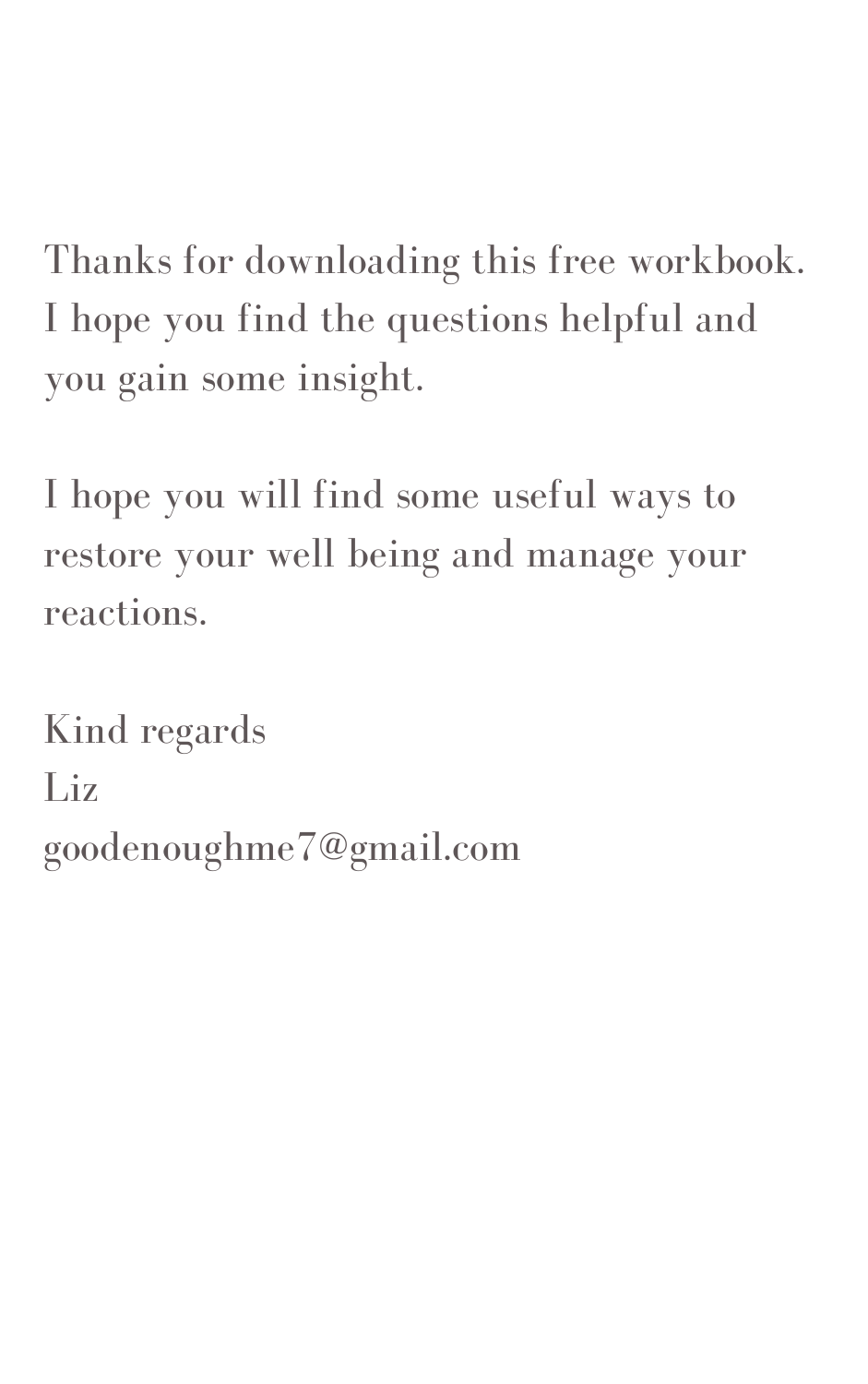Thanks for downloading this free workbook. I hope you find the questions helpful and you gain some insight.

I hope you will find some useful ways to restore your well being and manage your reactions.

Kind regards
Liz
goodenoughme7@gmail.com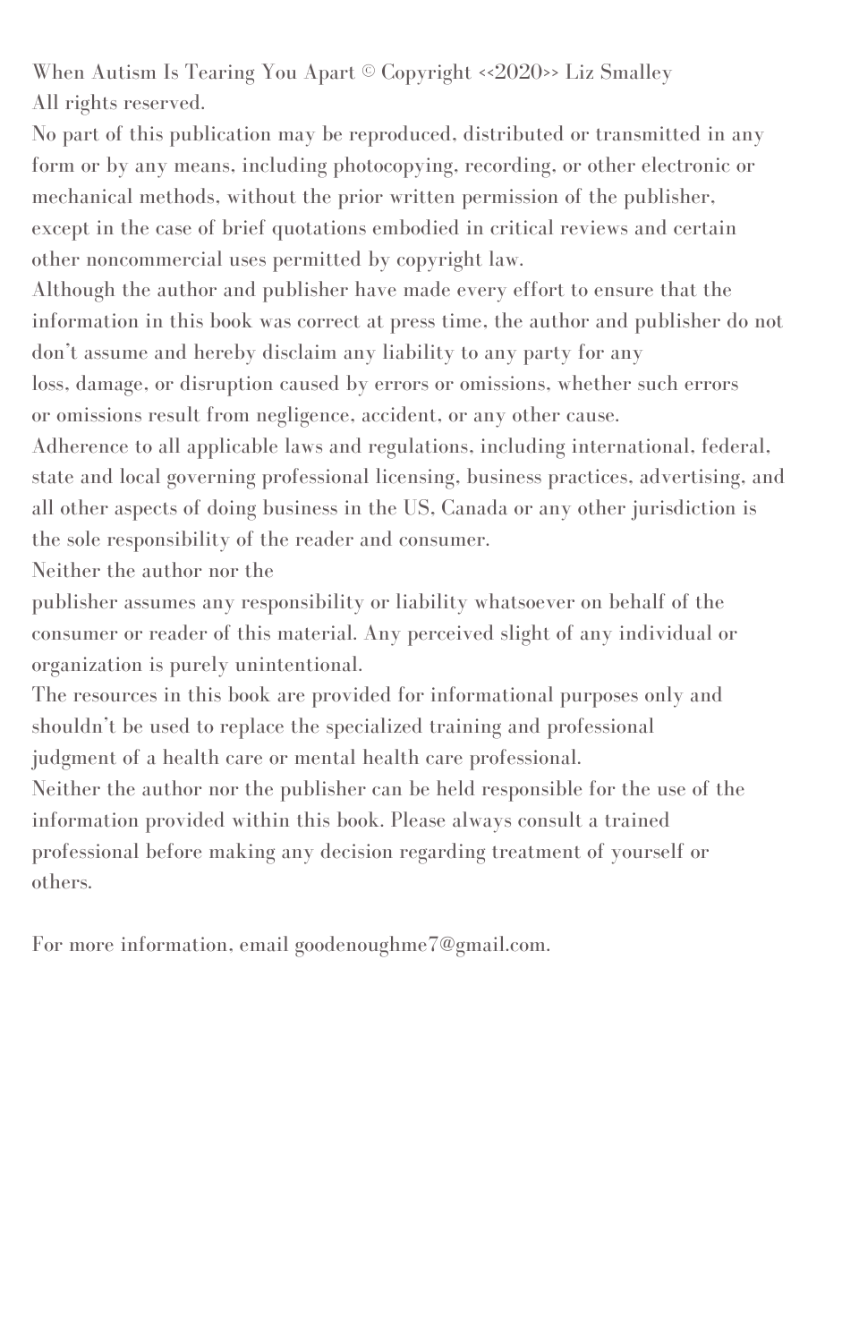When Autism Is Tearing You Apart © Copyright <<2020>> Liz Smalley
All rights reserved.

No part of this publication may be reproduced, distributed or transmitted in any form or by any means, including photocopying, recording, or other electronic or mechanical methods, without the prior written permission of the publisher, except in the case of brief quotations embodied in critical reviews and certain other noncommercial uses permitted by copyright law.

Although the author and publisher have made every effort to ensure that the information in this book was correct at press time, the author and publisher do not don't assume and hereby disclaim any liability to any party for any loss, damage, or disruption caused by errors or omissions, whether such errors or omissions result from negligence, accident, or any other cause.

Adherence to all applicable laws and regulations, including international, federal, state and local governing professional licensing, business practices, advertising, and all other aspects of doing business in the US, Canada or any other jurisdiction is the sole responsibility of the reader and consumer.

Neither the author nor the publisher assumes any responsibility or liability whatsoever on behalf of the consumer or reader of this material. Any perceived slight of any individual or organization is purely unintentional.

The resources in this book are provided for informational purposes only and shouldn't be used to replace the specialized training and professional judgment of a health care or mental health care professional.

Neither the author nor the publisher can be held responsible for the use of the information provided within this book. Please always consult a trained professional before making any decision regarding treatment of yourself or others.

For more information, email goodenoughme7@gmail.com.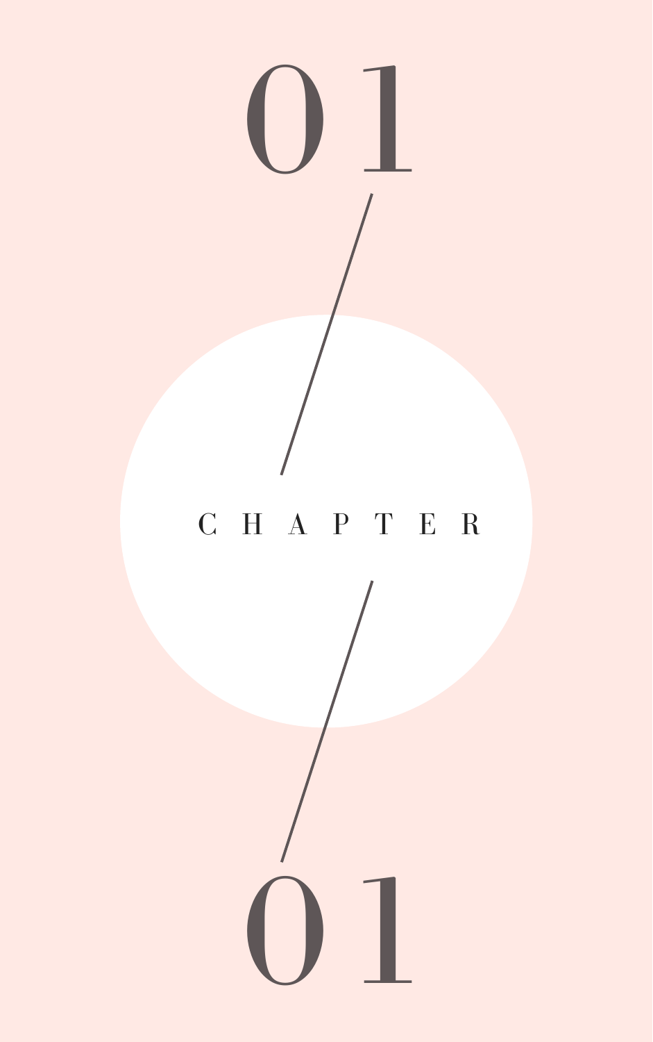01

# CHAPTER

01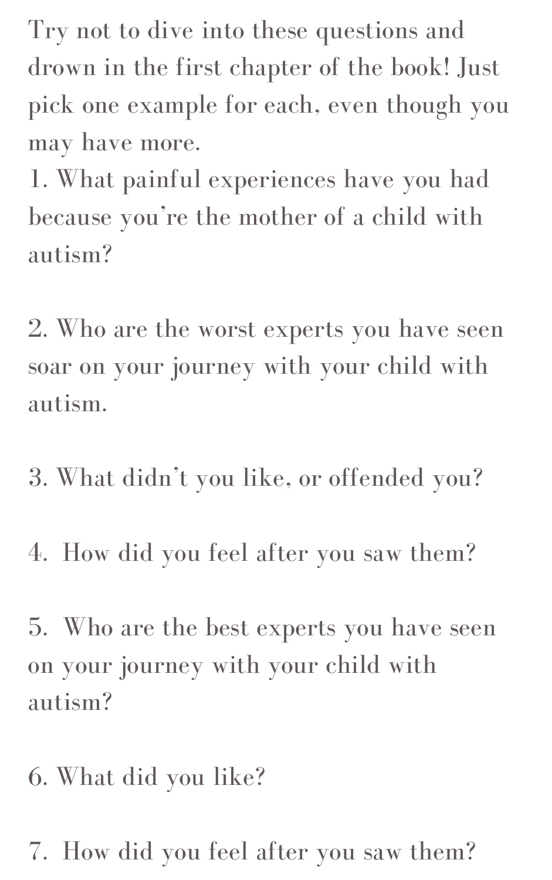Try not to dive into these questions and drown in the first chapter of the book! Just pick one example for each, even though you may have more.

1. What painful experiences have you had because you're the mother of a child with autism?

2. Who are the worst experts you have seen soar on your journey with your child with autism.

3. What didn't you like, or offended you?

4. How did you feel after you saw them?

5. Who are the best experts you have seen on your journey with your child with autism?

6. What did you like?

7. How did you feel after you saw them?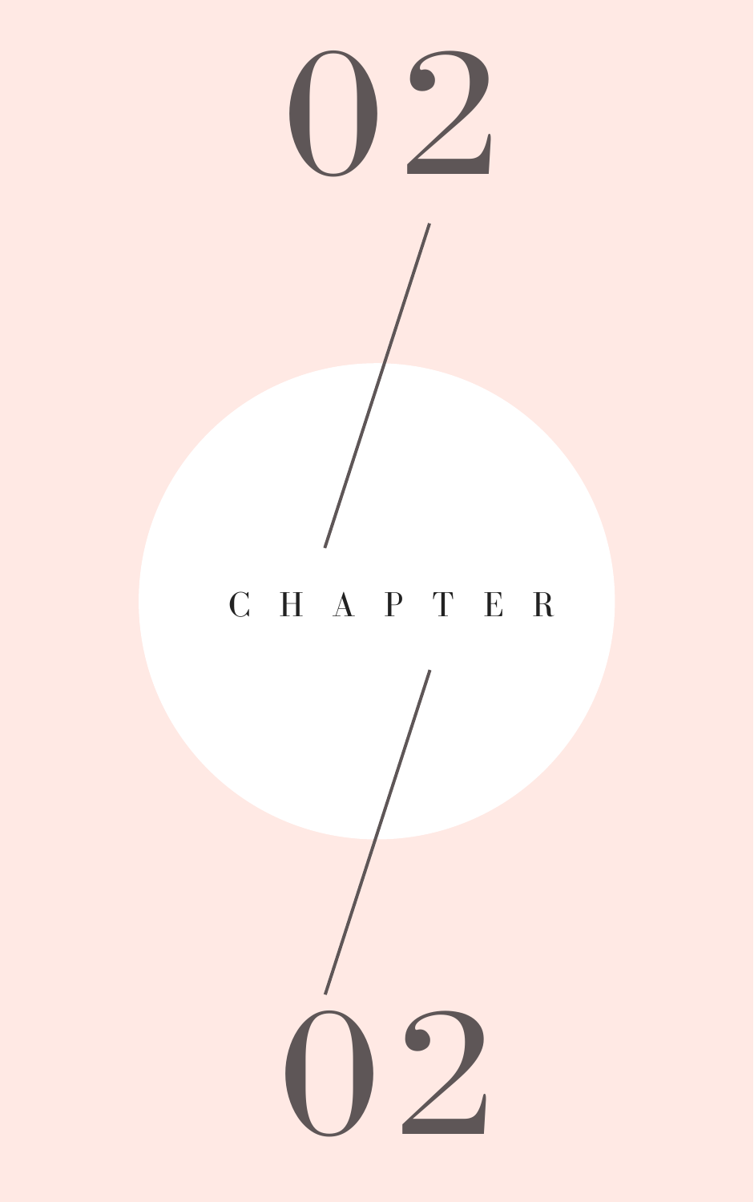# 02

## CHAPTER

# 02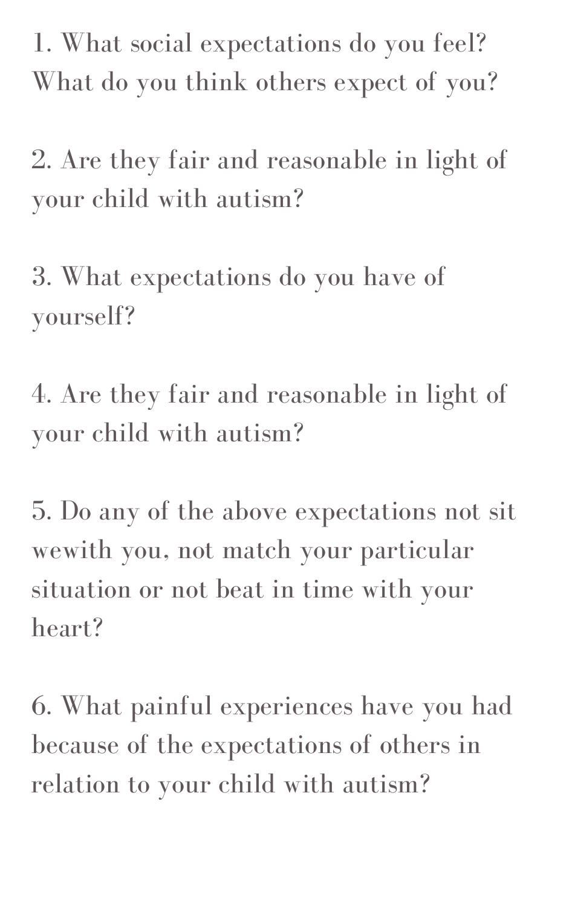1. What social expectations do you feel? What do you think others expect of you?

2. Are they fair and reasonable in light of your child with autism?

3. What expectations do you have of yourself?

4. Are they fair and reasonable in light of your child with autism?

5. Do any of the above expectations not sit wewith you, not match your particular situation or not beat in time with your heart?

6. What painful experiences have you had because of the expectations of others in relation to your child with autism?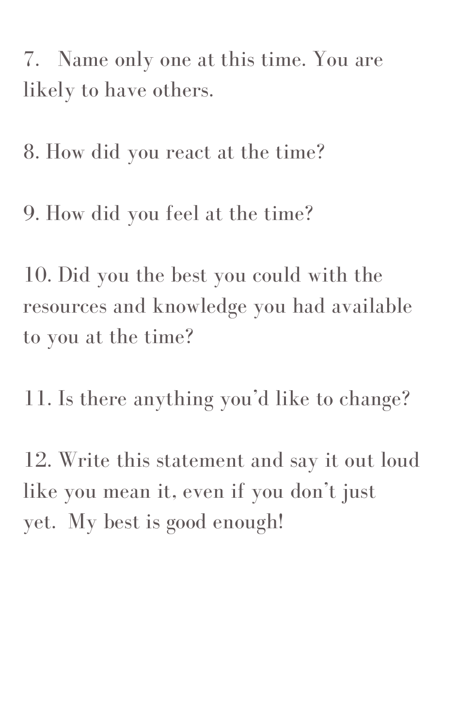7. Name only one at this time. You are likely to have others.

8. How did you react at the time?

9. How did you feel at the time?

10. Did you the best you could with the resources and knowledge you had available to you at the time?

11. Is there anything you'd like to change?

12. Write this statement and say it out loud like you mean it, even if you don't just yet. My best is good enough!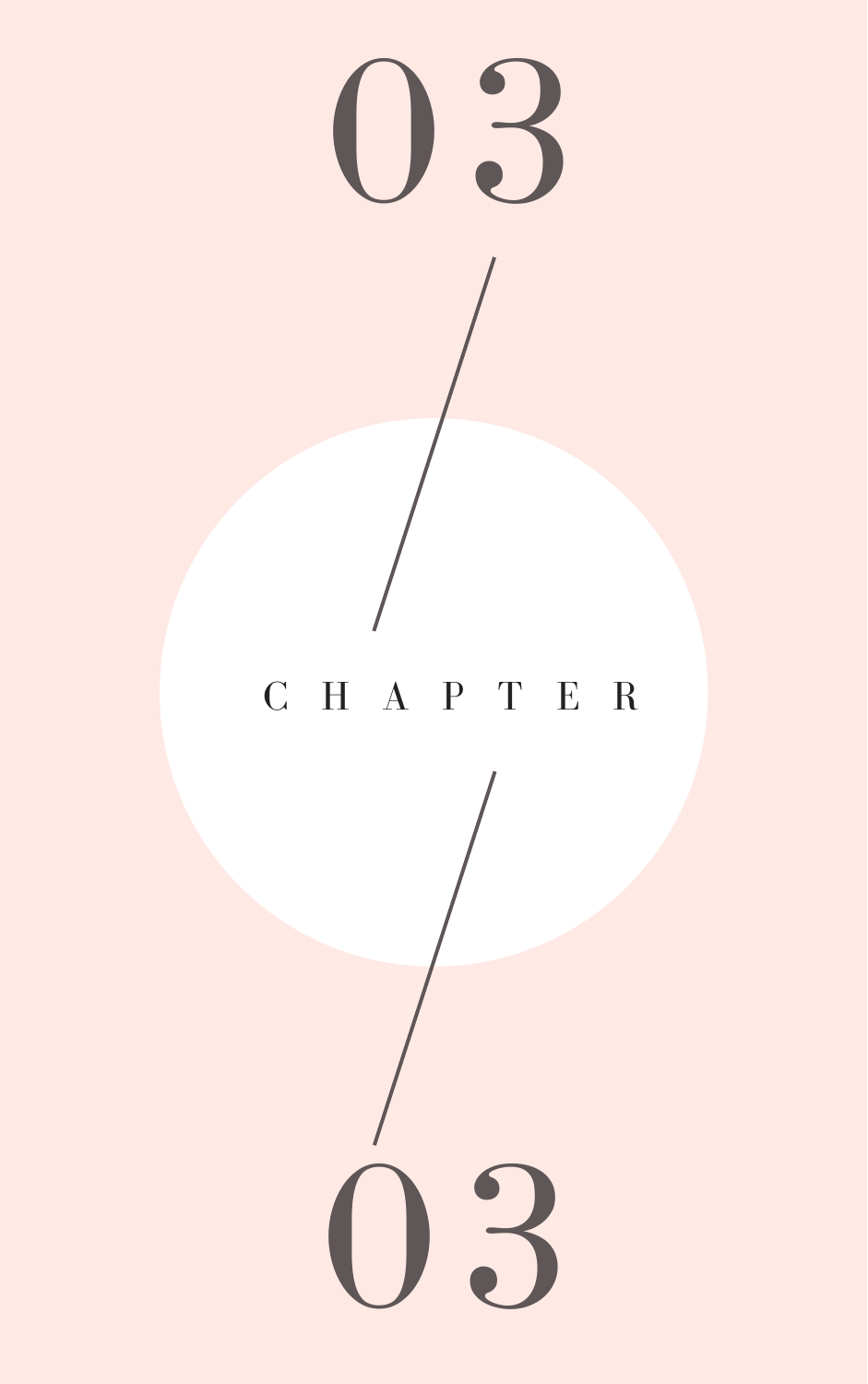03

# CHAPTER

03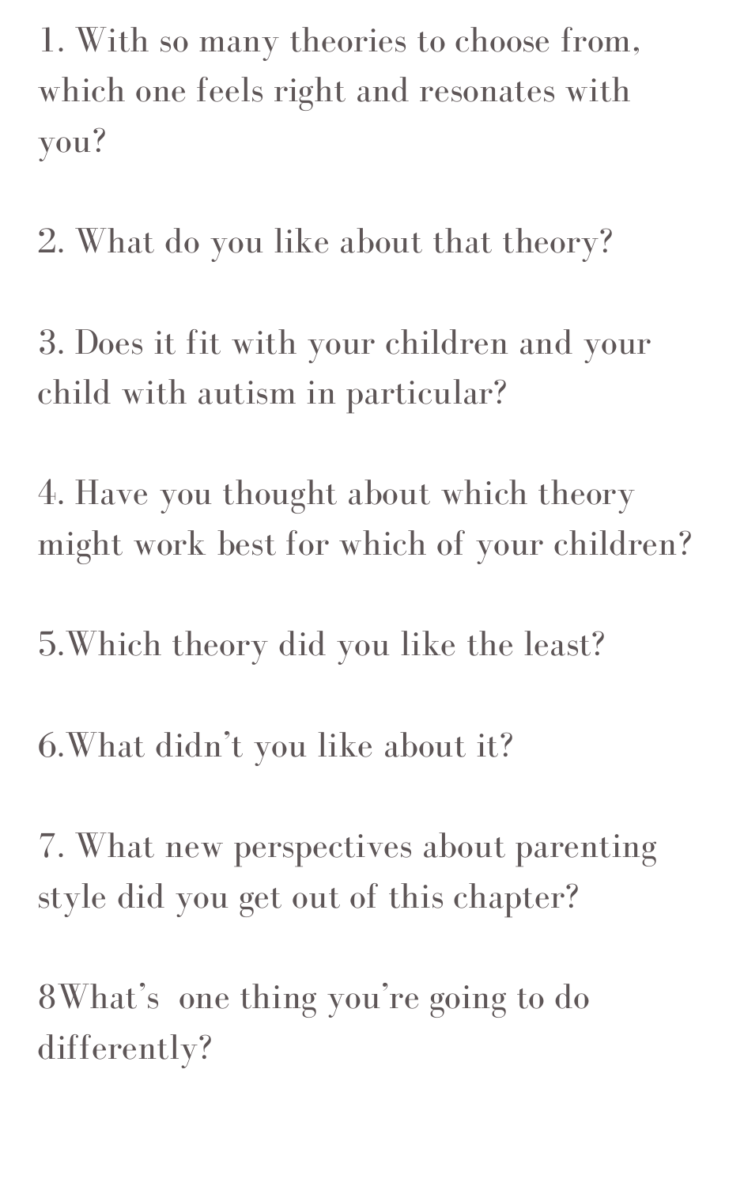1. With so many theories to choose from, which one feels right and resonates with you?

2. What do you like about that theory?

3. Does it fit with your children and your child with autism in particular?

4. Have you thought about which theory might work best for which of your children?

5.Which theory did you like the least?

6.What didn't you like about it?

7. What new perspectives about parenting style did you get out of this chapter?

8What's one thing you're going to do differently?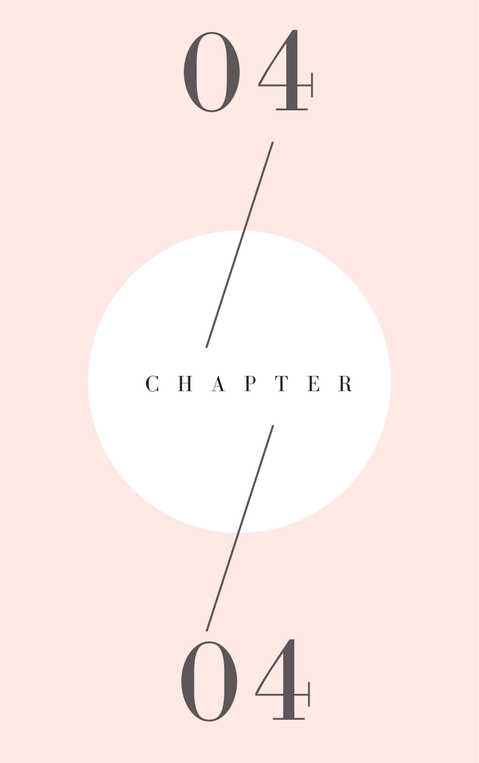# 04

# CHAPTER

# 04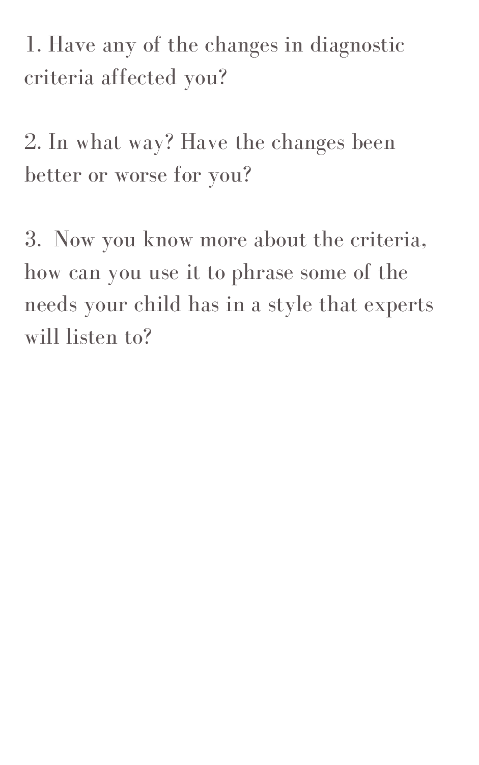1. Have any of the changes in diagnostic criteria affected you?

2. In what way? Have the changes been better or worse for you?

3. Now you know more about the criteria, how can you use it to phrase some of the needs your child has in a style that experts will listen to?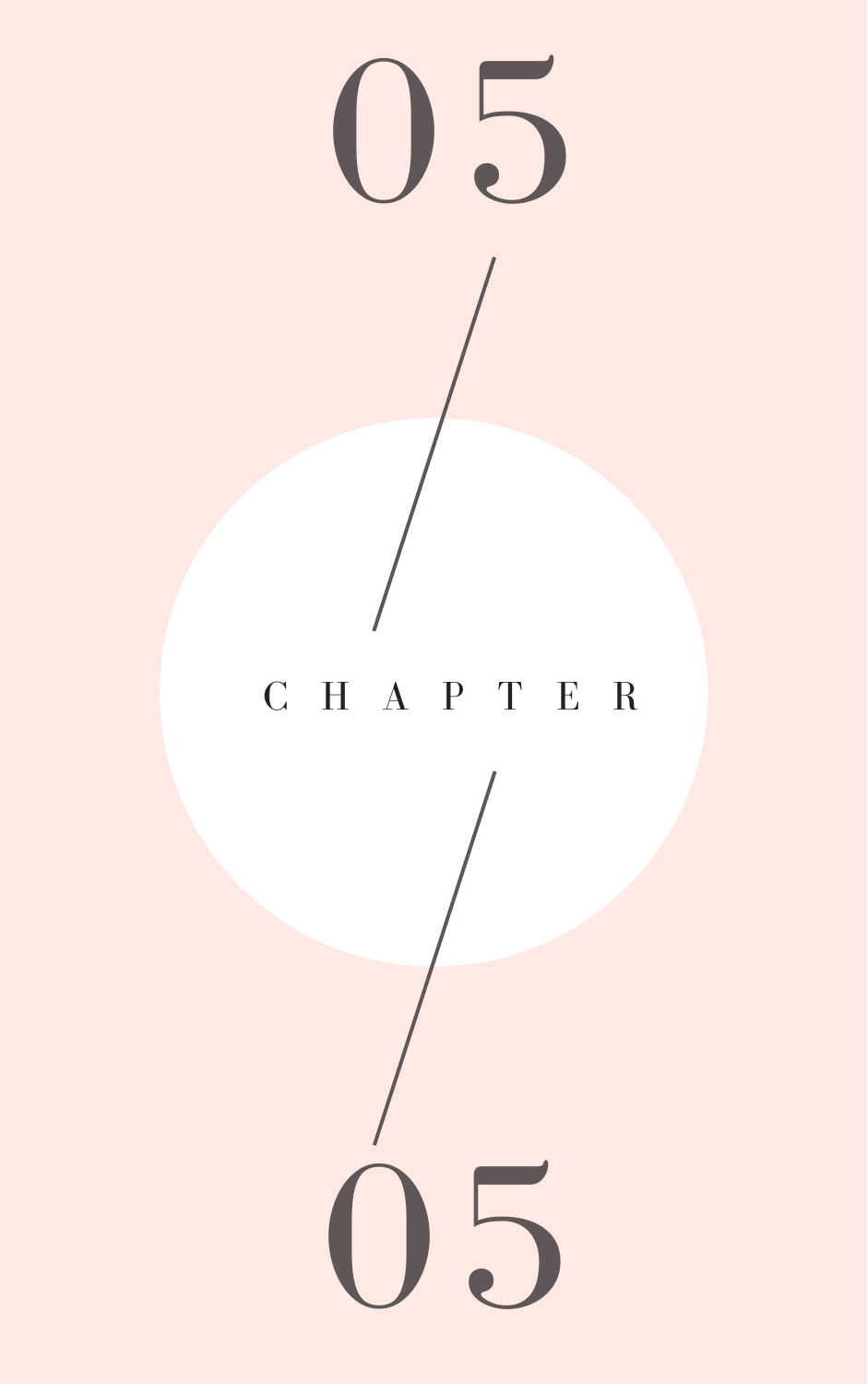# 05

## CHAPTER

# 05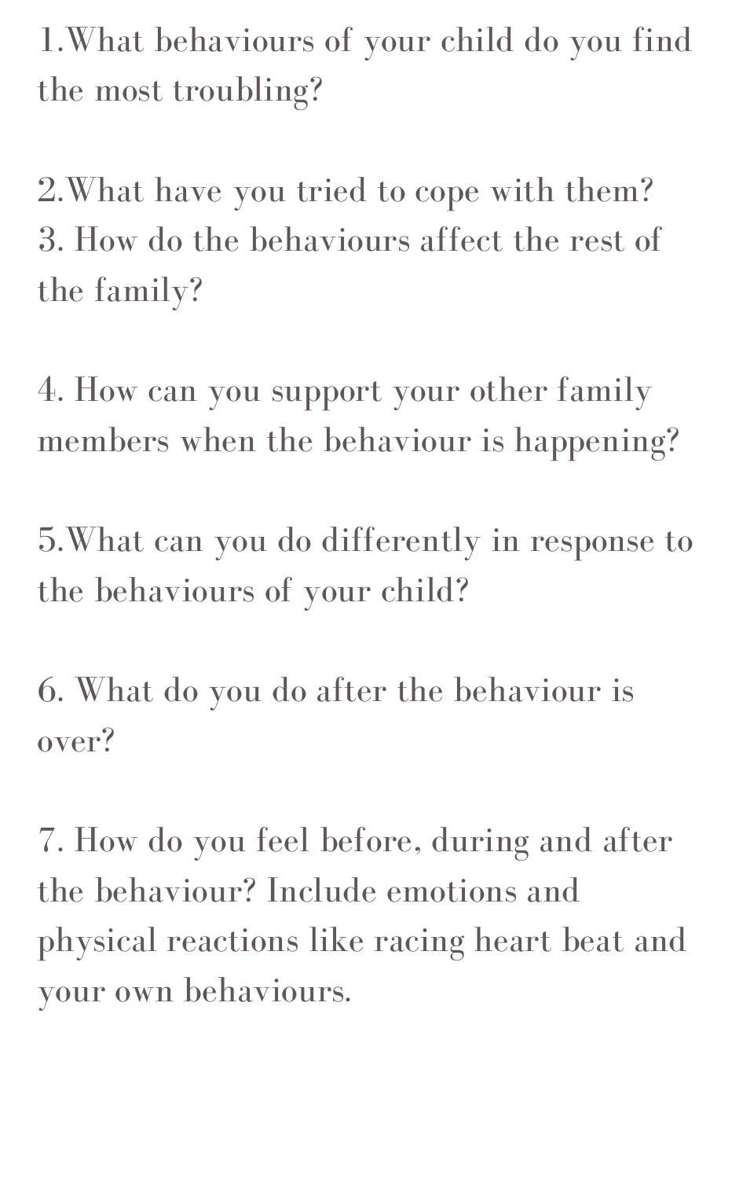1.What behaviours of your child do you find the most troubling?

2.What have you tried to cope with them?
3. How do the behaviours affect the rest of the family?

4. How can you support your other family members when the behaviour is happening?

5.What can you do differently in response to the behaviours of your child?

6. What do you do after the behaviour is over?

7. How do you feel before, during and after the behaviour? Include emotions and physical reactions like racing heart beat and your own behaviours.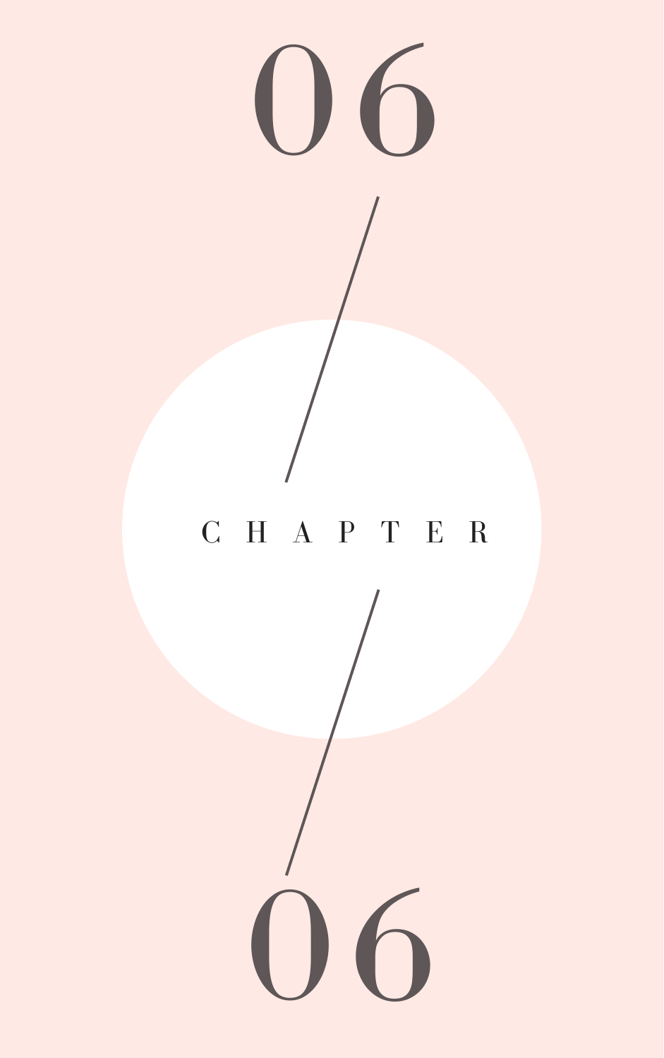# 06

# CHAPTER

# 06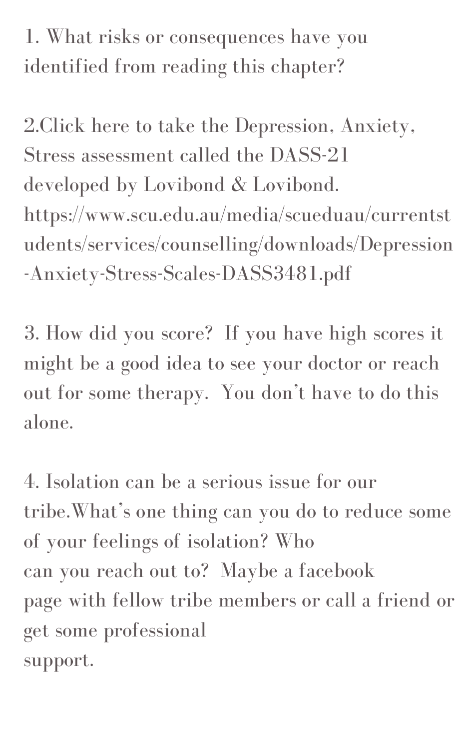1. What risks or consequences have you identified from reading this chapter?

2.Click here to take the Depression, Anxiety, Stress assessment called the DASS-21 developed by Lovibond & Lovibond. https://www.scu.edu.au/media/scueduau/currentstudents/services/counselling/downloads/Depression-Anxiety-Stress-Scales-DASS3481.pdf

3. How did you score? If you have high scores it might be a good idea to see your doctor or reach out for some therapy. You don't have to do this alone.

4. Isolation can be a serious issue for our tribe.What's one thing can you do to reduce some of your feelings of isolation? Who can you reach out to? Maybe a facebook page with fellow tribe members or call a friend or get some professional support.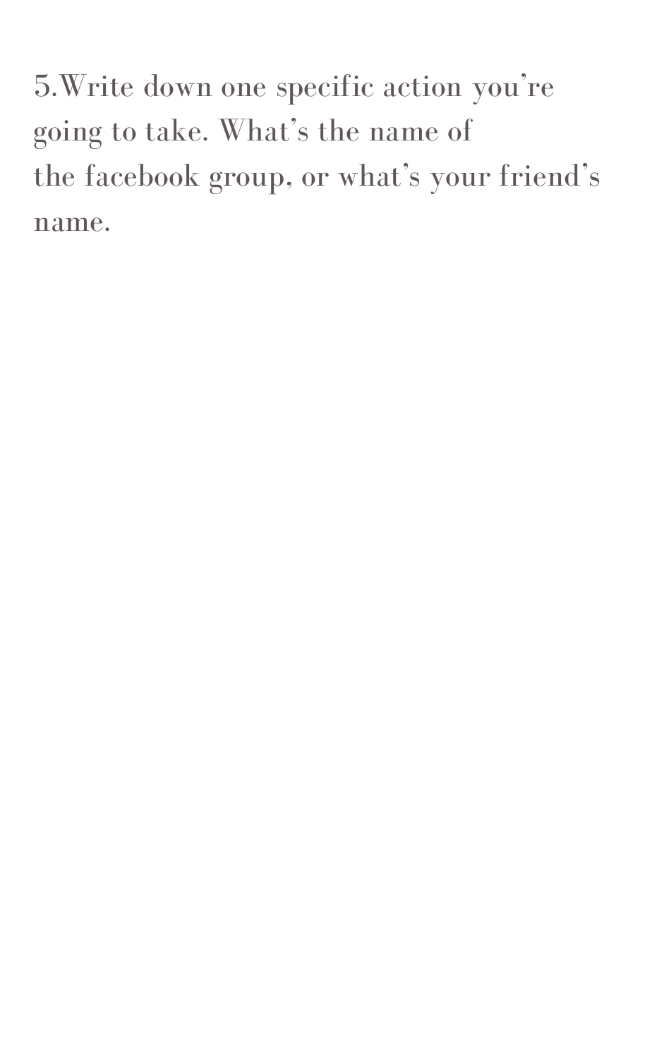5.Write down one specific action you're going to take. What's the name of the facebook group, or what's your friend's name.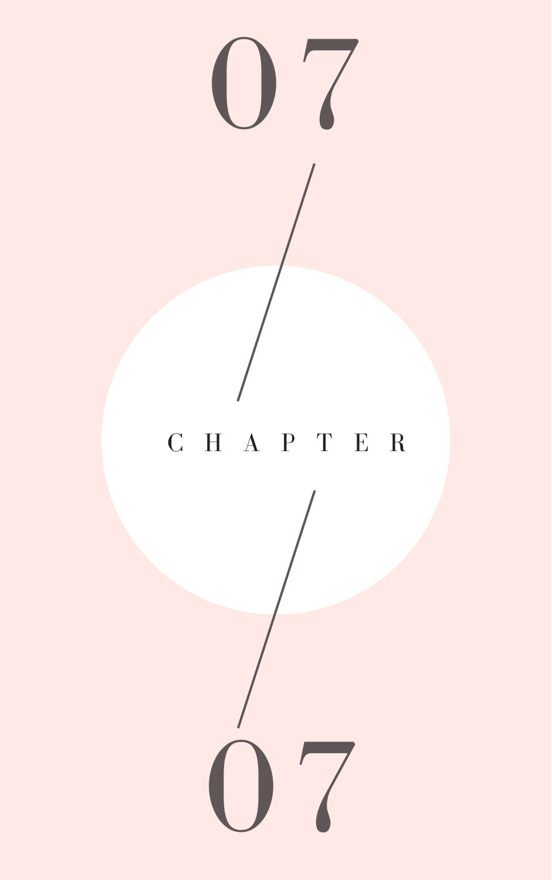# CHAPTER 07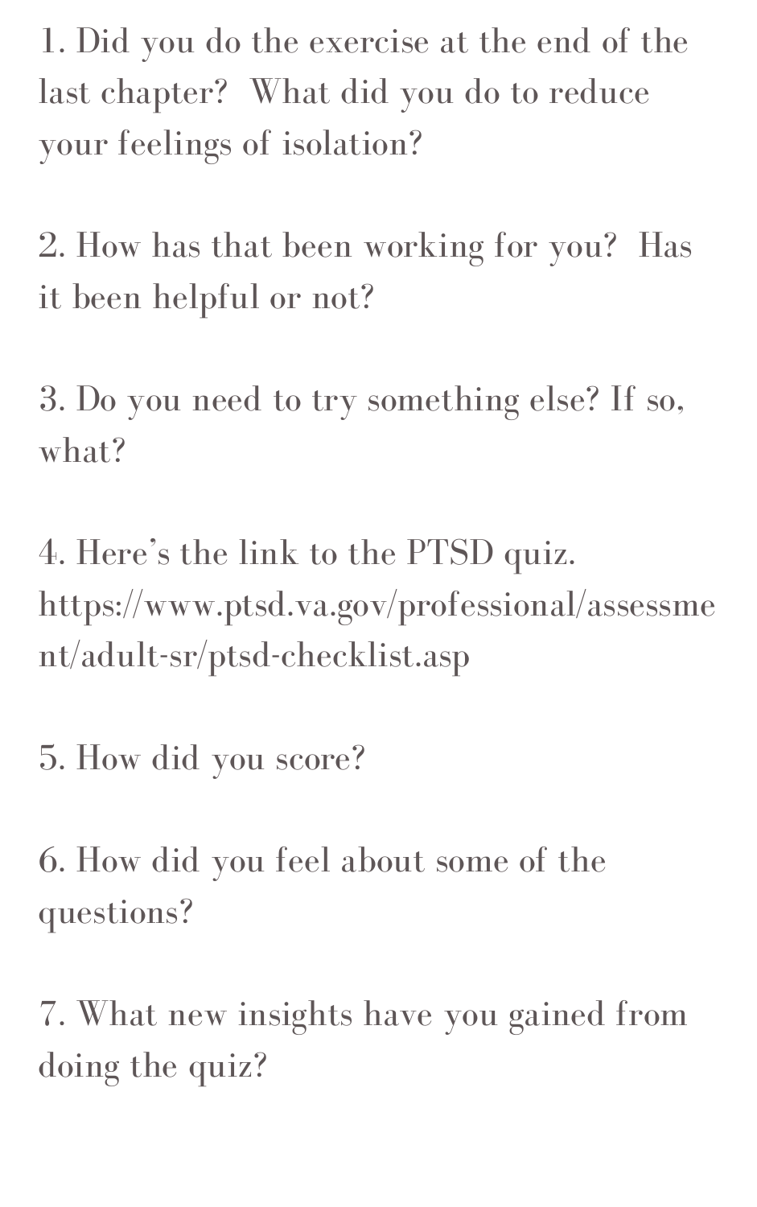1. Did you do the exercise at the end of the last chapter? What did you do to reduce your feelings of isolation?

2. How has that been working for you? Has it been helpful or not?

3. Do you need to try something else? If so, what?

4. Here's the link to the PTSD quiz. https://www.ptsd.va.gov/professional/assessment/adult-sr/ptsd-checklist.asp

5. How did you score?

6. How did you feel about some of the questions?

7. What new insights have you gained from doing the quiz?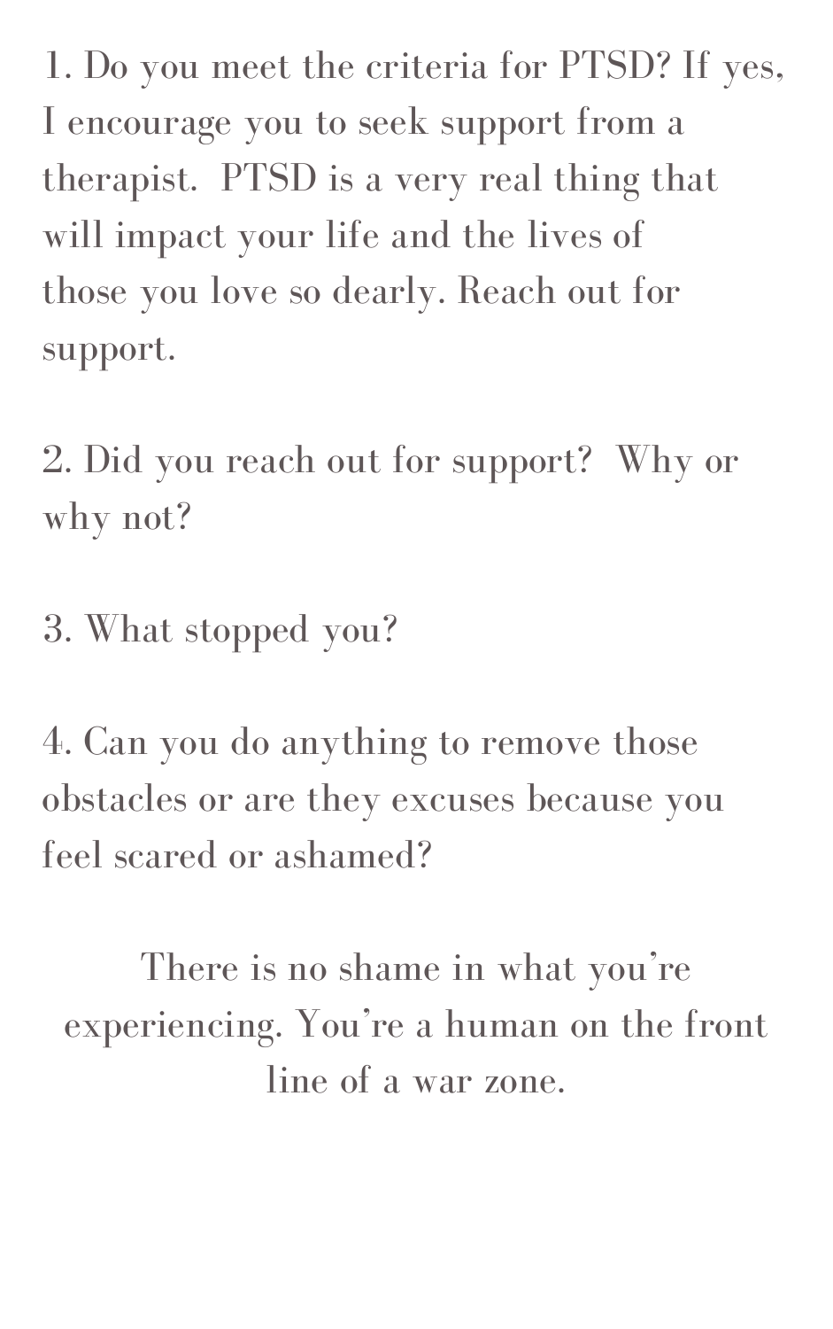1. Do you meet the criteria for PTSD? If yes, I encourage you to seek support from a therapist. PTSD is a very real thing that will impact your life and the lives of those you love so dearly. Reach out for support.

2. Did you reach out for support? Why or why not?

3. What stopped you?

4. Can you do anything to remove those obstacles or are they excuses because you feel scared or ashamed?

There is no shame in what you're experiencing. You're a human on the front line of a war zone.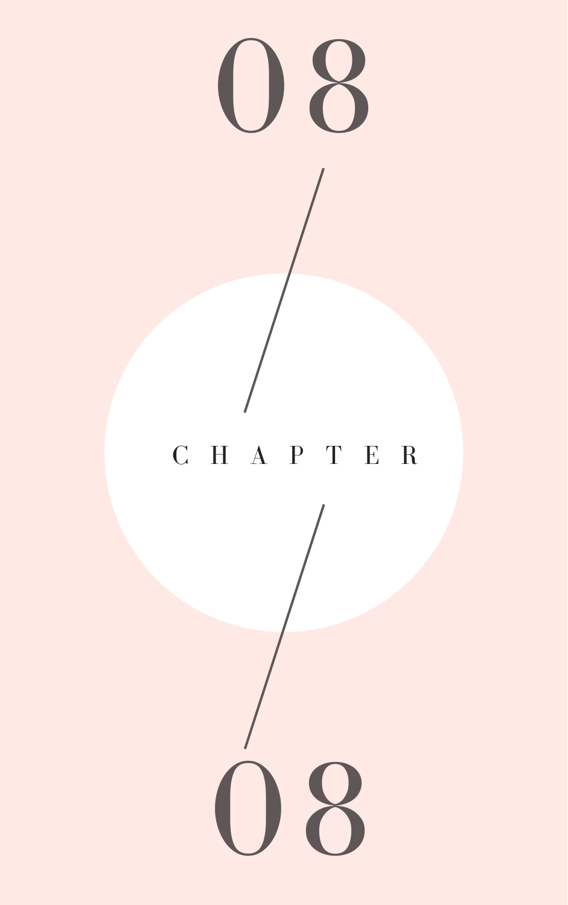08

# CHAPTER

08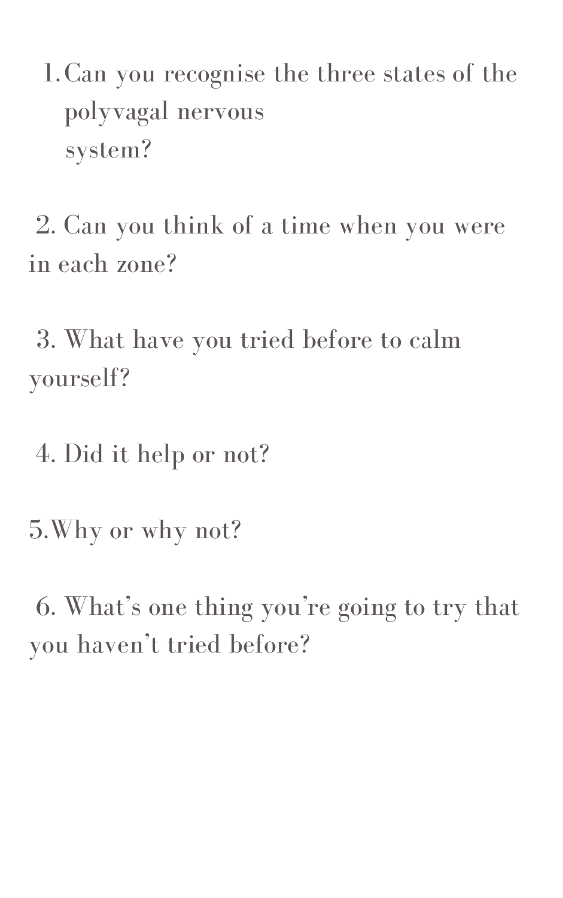1. Can you recognise the three states of the polyvagal nervous system?

2. Can you think of a time when you were in each zone?

3. What have you tried before to calm yourself?

4. Did it help or not?

5. Why or why not?

6. What's one thing you're going to try that you haven't tried before?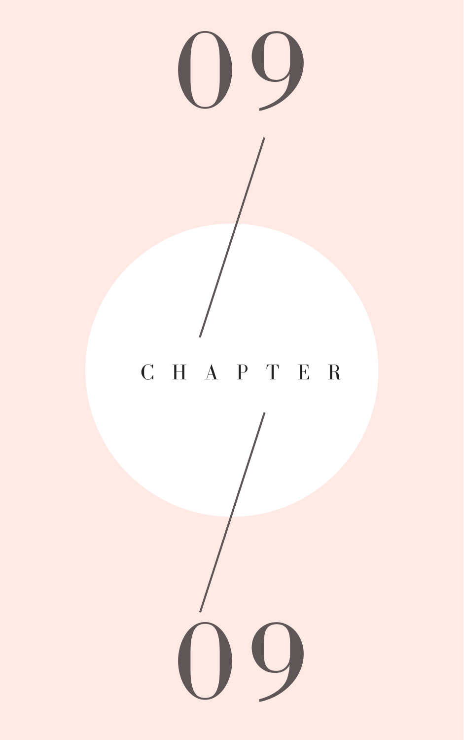# 09

# CHAPTER

# 09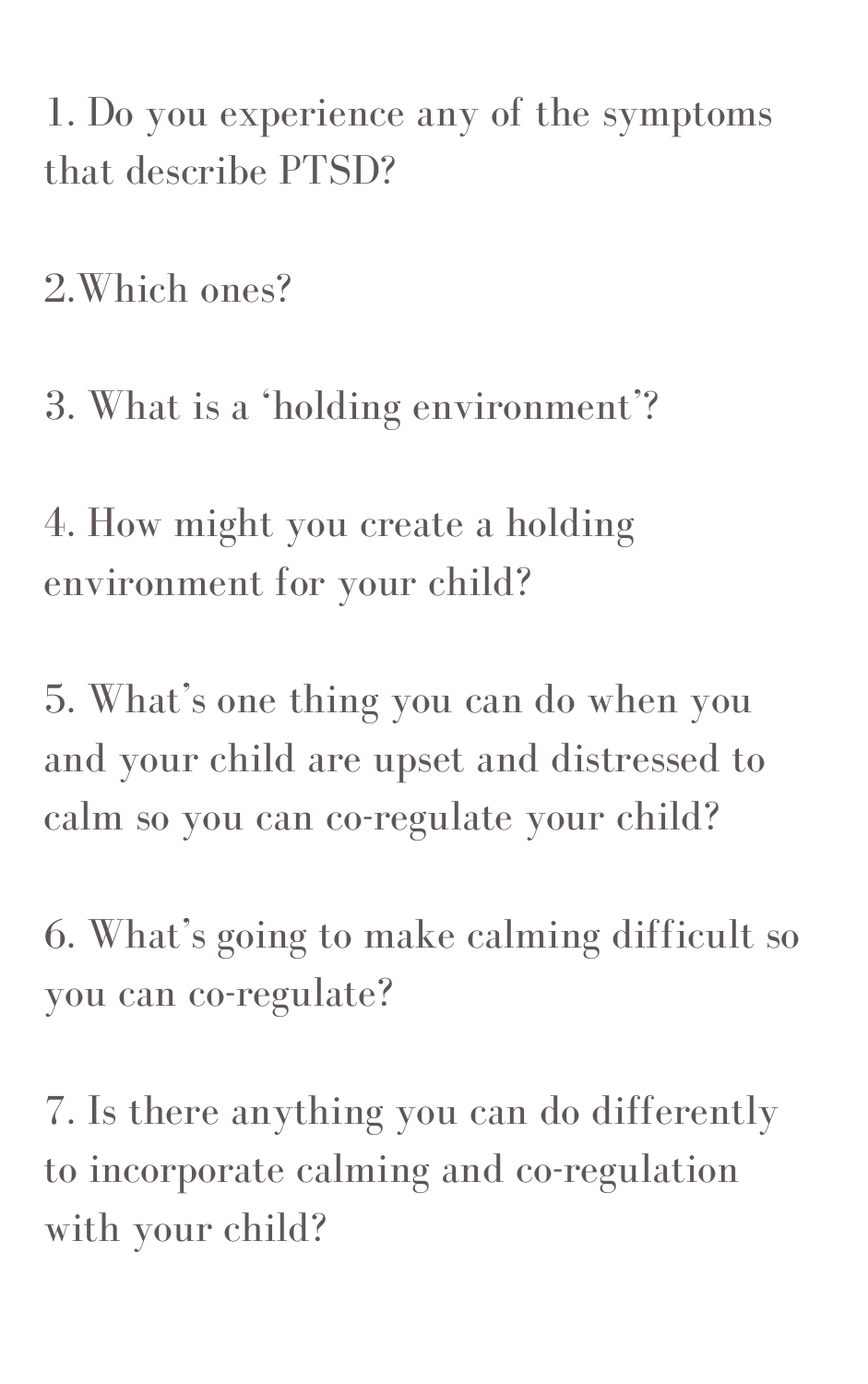1. Do you experience any of the symptoms that describe PTSD?

2.Which ones?

3. What is a 'holding environment'?

4. How might you create a holding environment for your child?

5. What's one thing you can do when you and your child are upset and distressed to calm so you can co-regulate your child?

6. What's going to make calming difficult so you can co-regulate?

7. Is there anything you can do differently to incorporate calming and co-regulation with your child?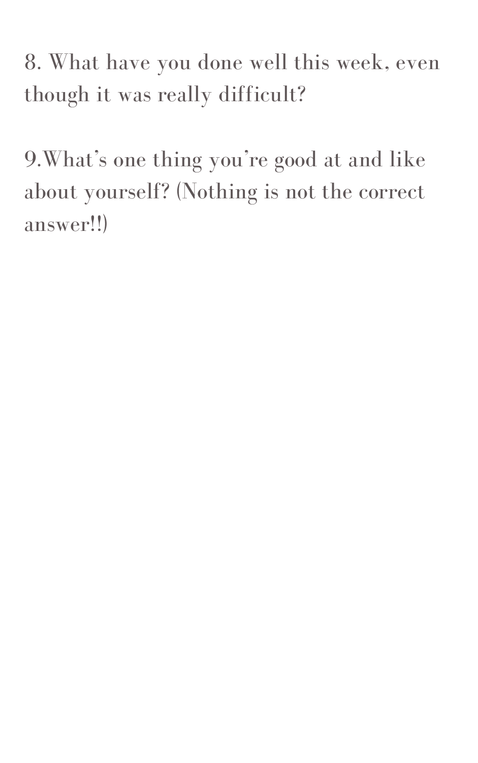8. What have you done well this week, even though it was really difficult?

9.What's one thing you're good at and like about yourself? (Nothing is not the correct answer!!)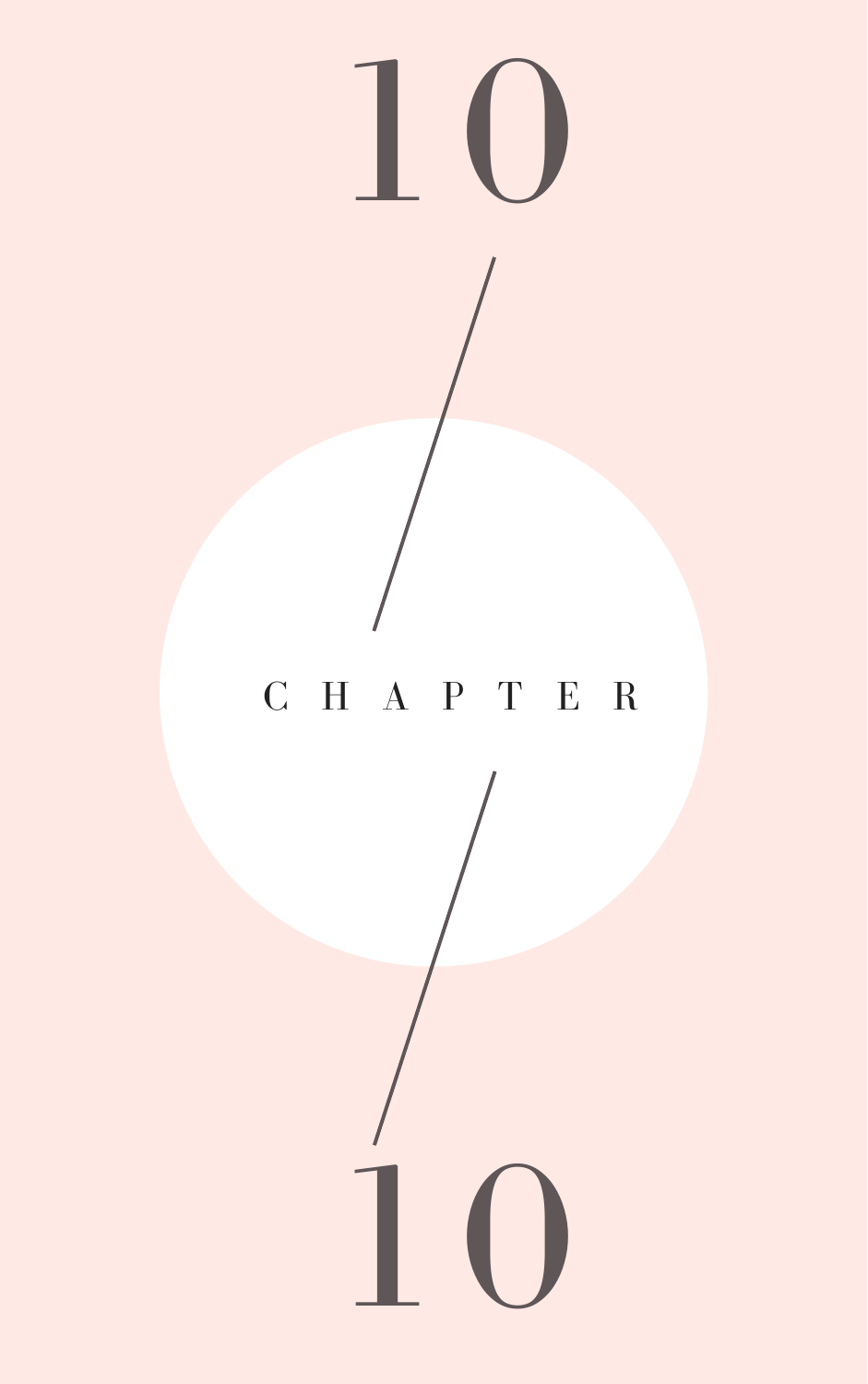# 10

# CHAPTER

# 10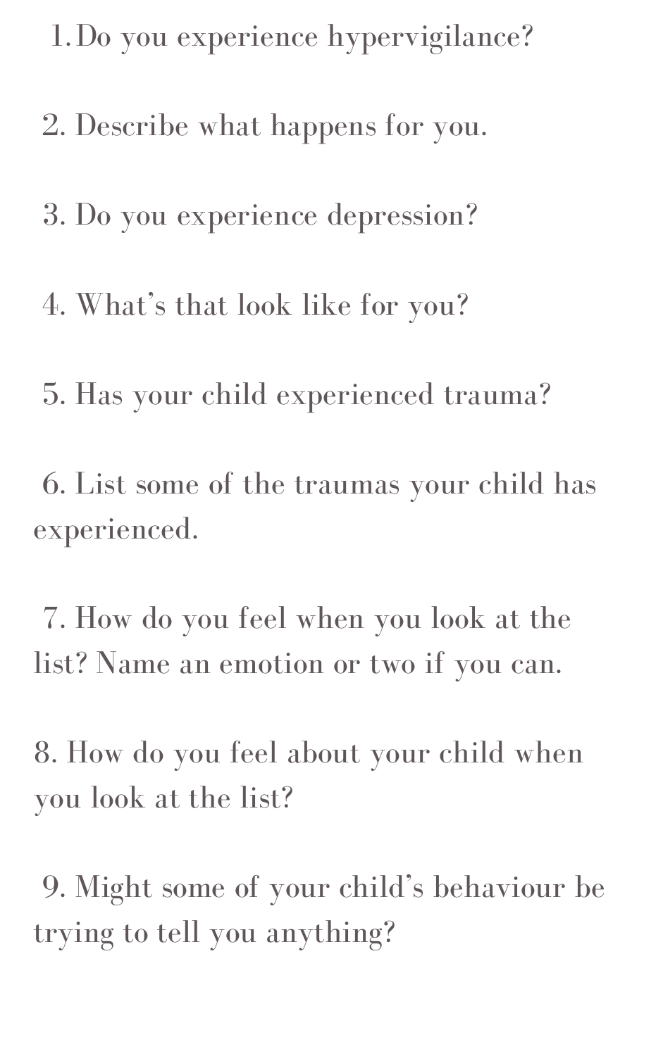1. Do you experience hypervigilance?

2. Describe what happens for you.

3. Do you experience depression?

4. What's that look like for you?

5. Has your child experienced trauma?

6. List some of the traumas your child has experienced.

7. How do you feel when you look at the list? Name an emotion or two if you can.

8. How do you feel about your child when you look at the list?

9. Might some of your child's behaviour be trying to tell you anything?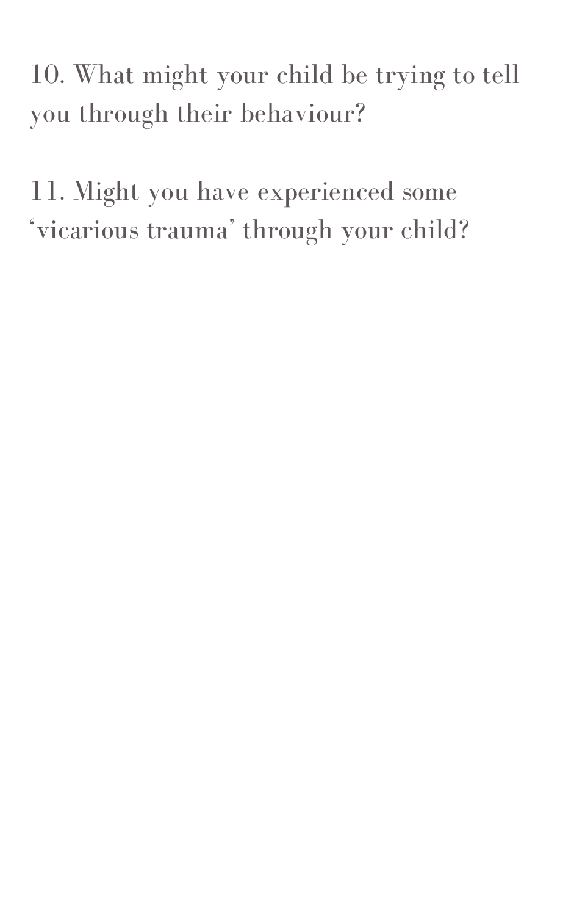10. What might your child be trying to tell you through their behaviour?

11. Might you have experienced some ‘vicarious trauma’ through your child?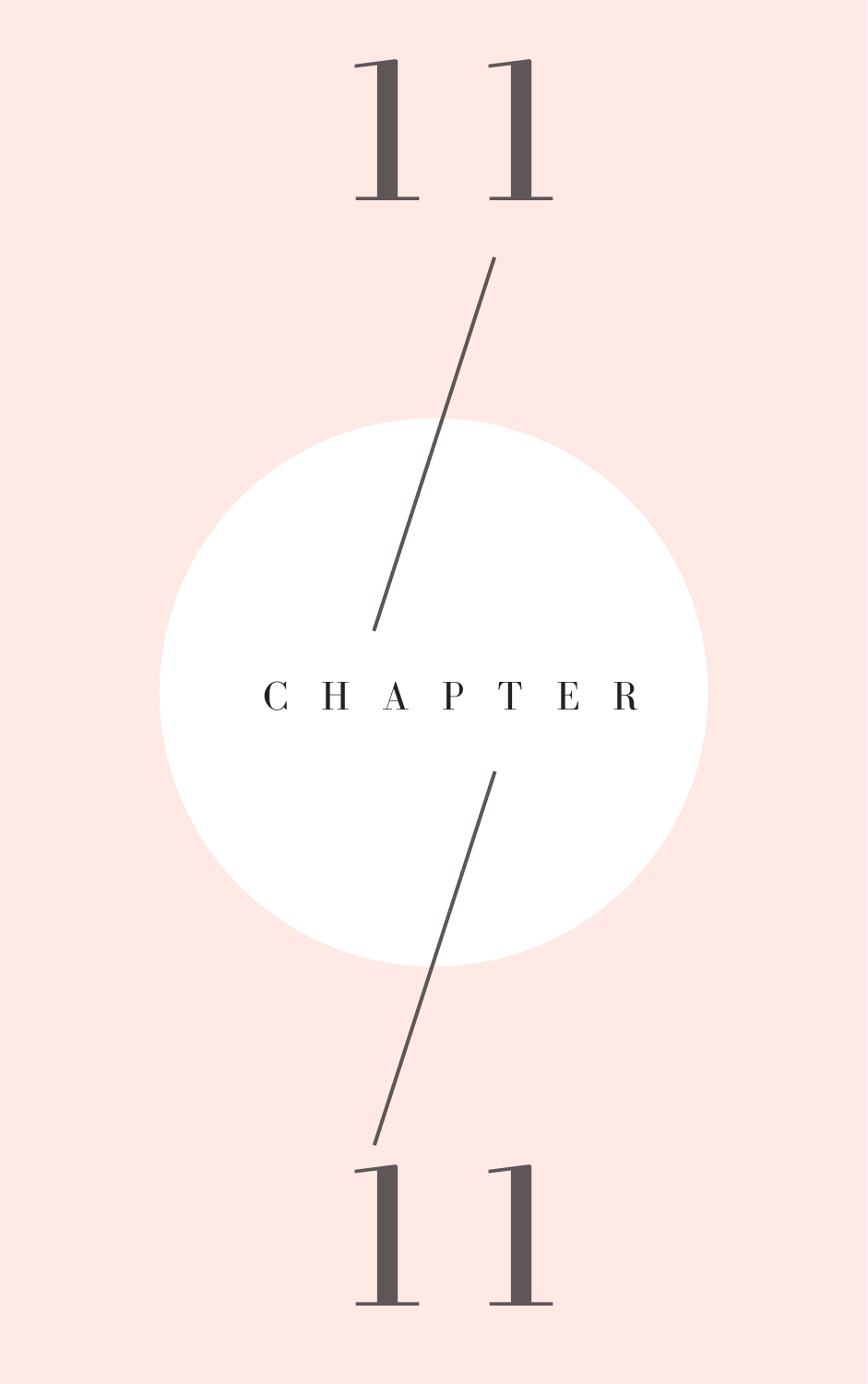# 11

# CHAPTER

# 11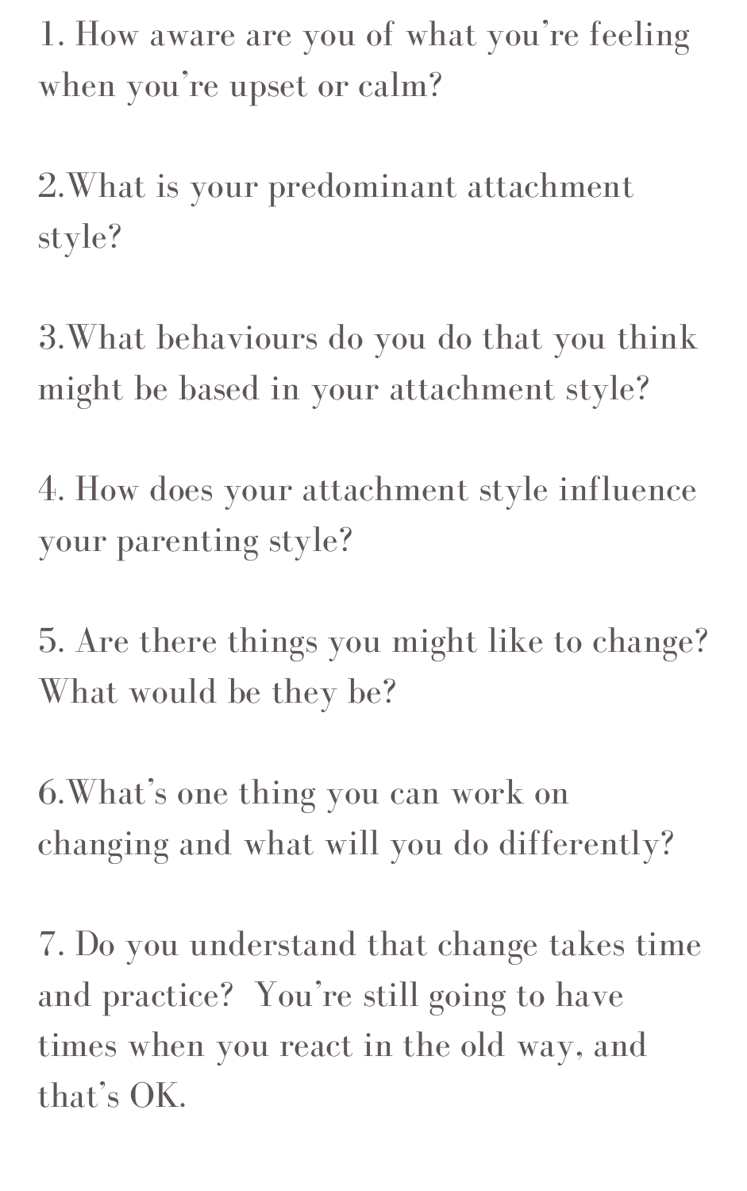1. How aware are you of what you're feeling when you're upset or calm?

2. What is your predominant attachment style?

3. What behaviours do you do that you think might be based in your attachment style?

4. How does your attachment style influence your parenting style?

5. Are there things you might like to change? What would be they be?

6. What's one thing you can work on changing and what will you do differently?

7. Do you understand that change takes time and practice? You're still going to have times when you react in the old way, and that's OK.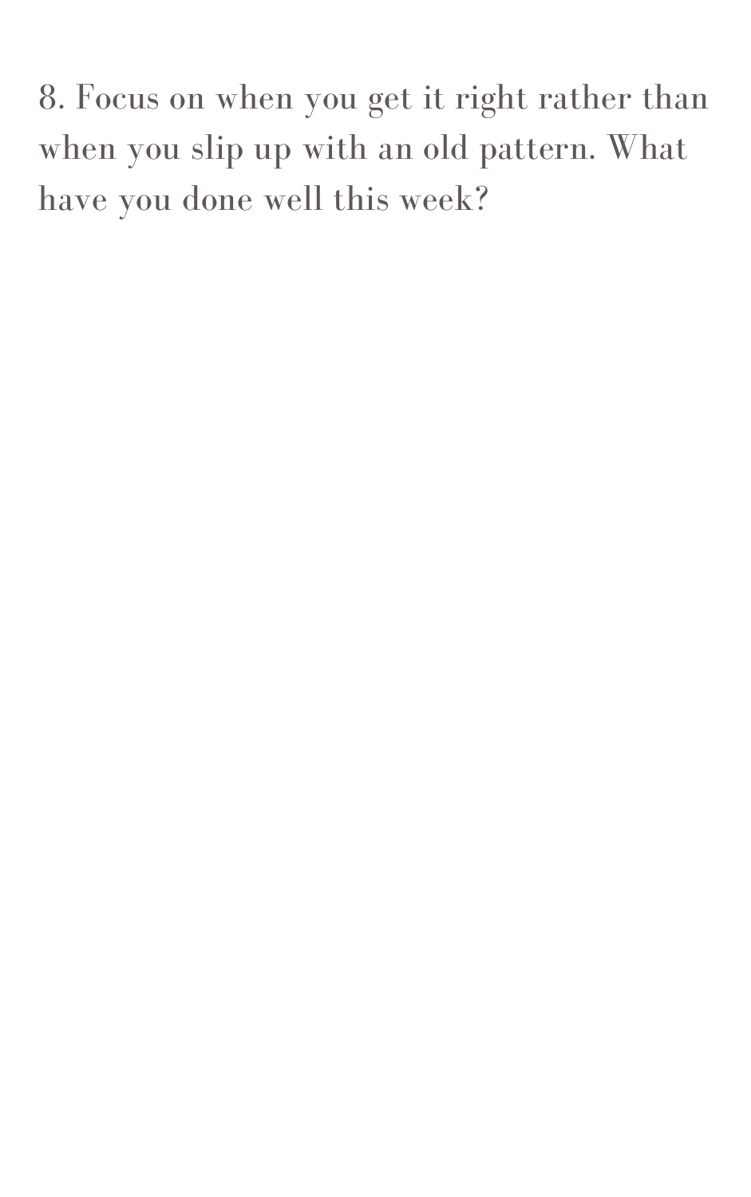8. Focus on when you get it right rather than when you slip up with an old pattern. What have you done well this week?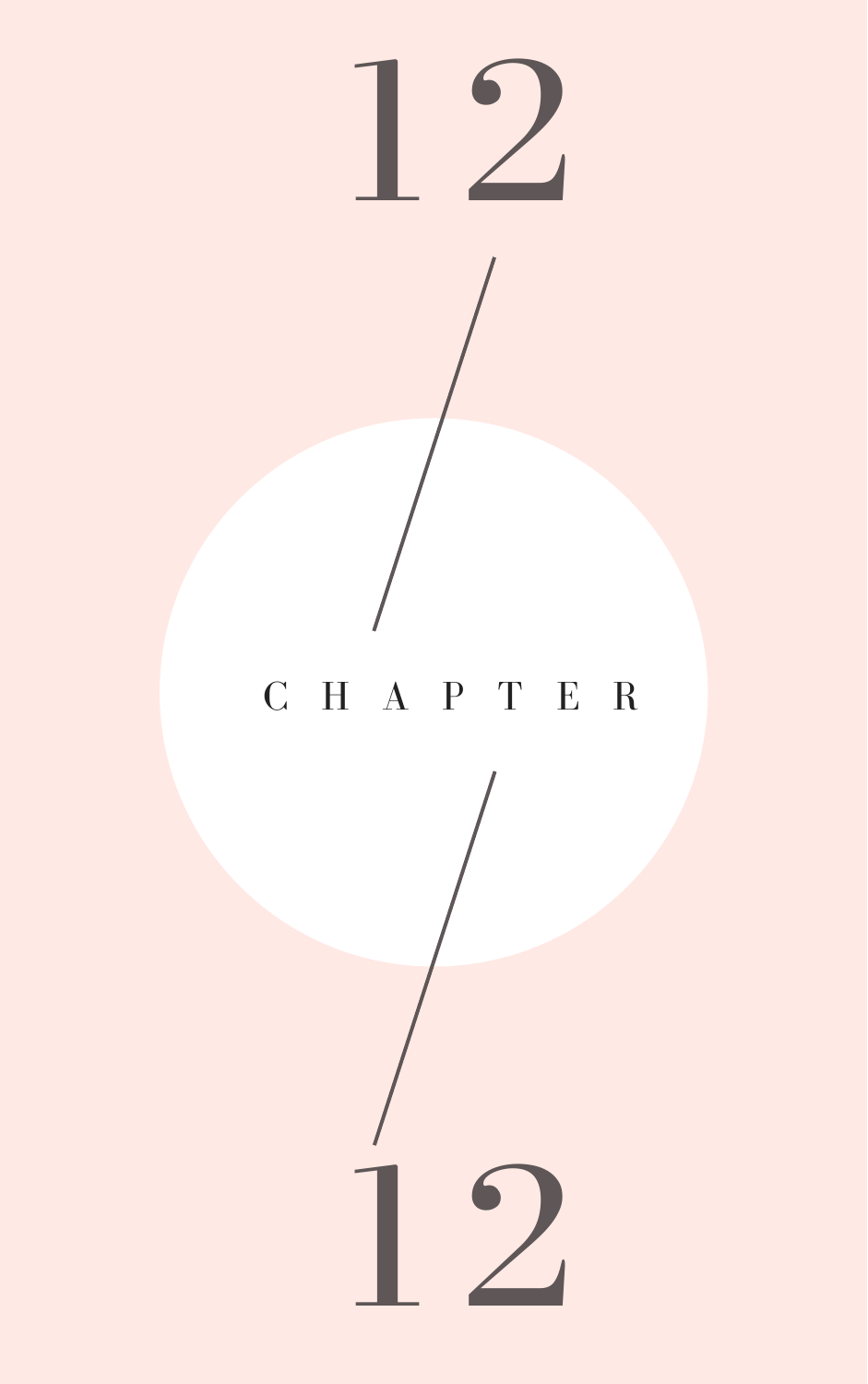# 12

# CHAPTER

# 12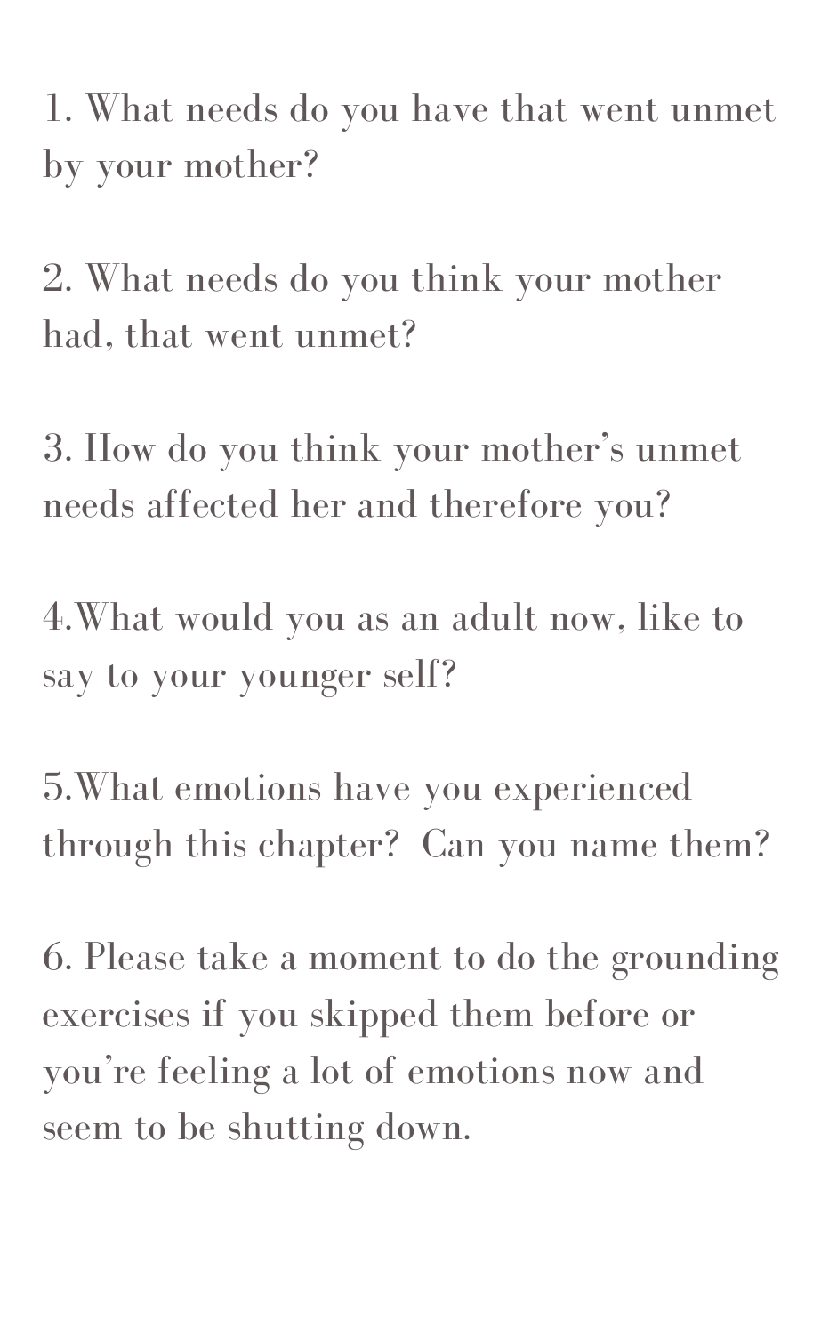1. What needs do you have that went unmet by your mother?

2. What needs do you think your mother had, that went unmet?

3. How do you think your mother's unmet needs affected her and therefore you?

4.What would you as an adult now, like to say to your younger self?

5.What emotions have you experienced through this chapter?  Can you name them?

6. Please take a moment to do the grounding exercises if you skipped them before or you're feeling a lot of emotions now and seem to be shutting down.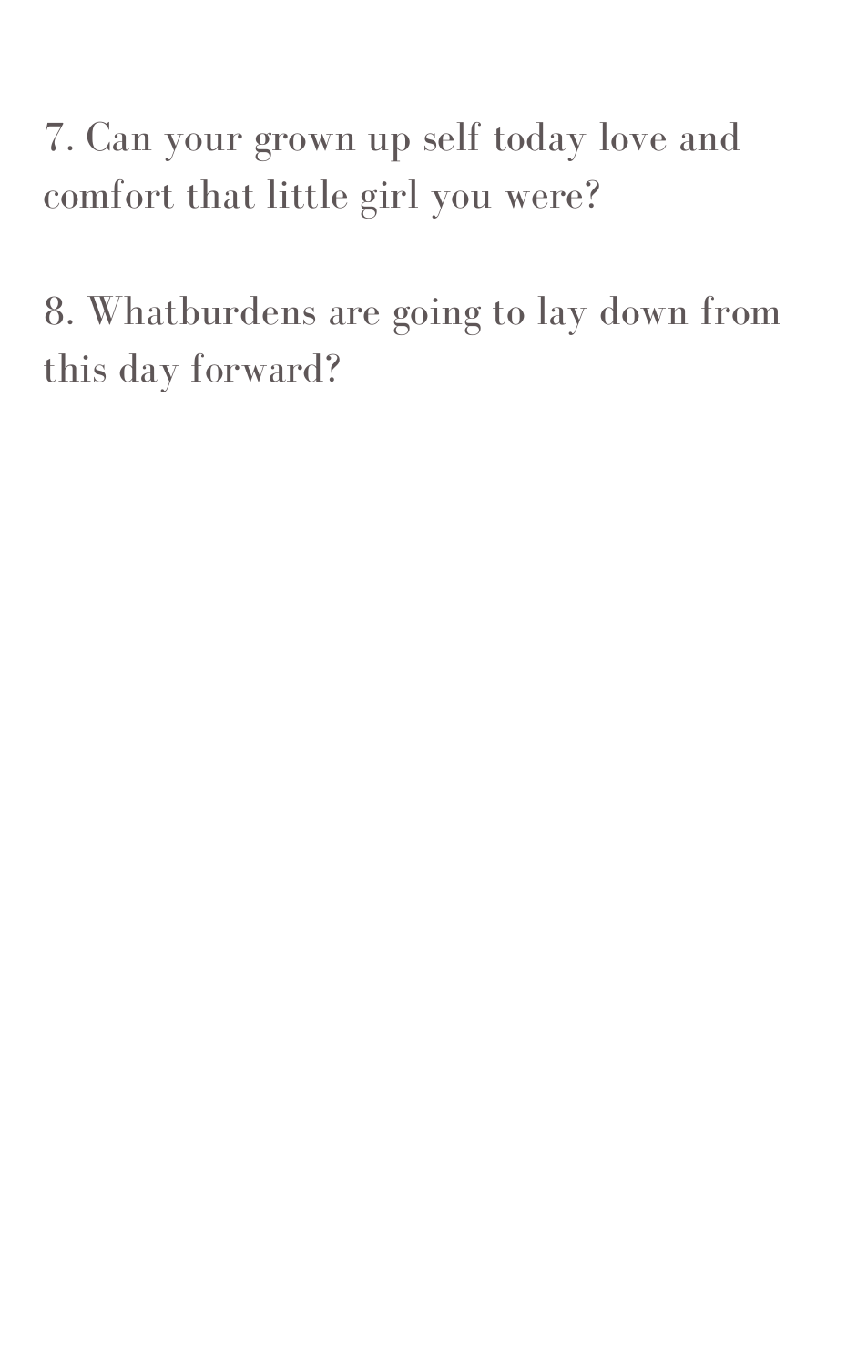7. Can your grown up self today love and comfort that little girl you were?

8. Whatburdens are going to lay down from this day forward?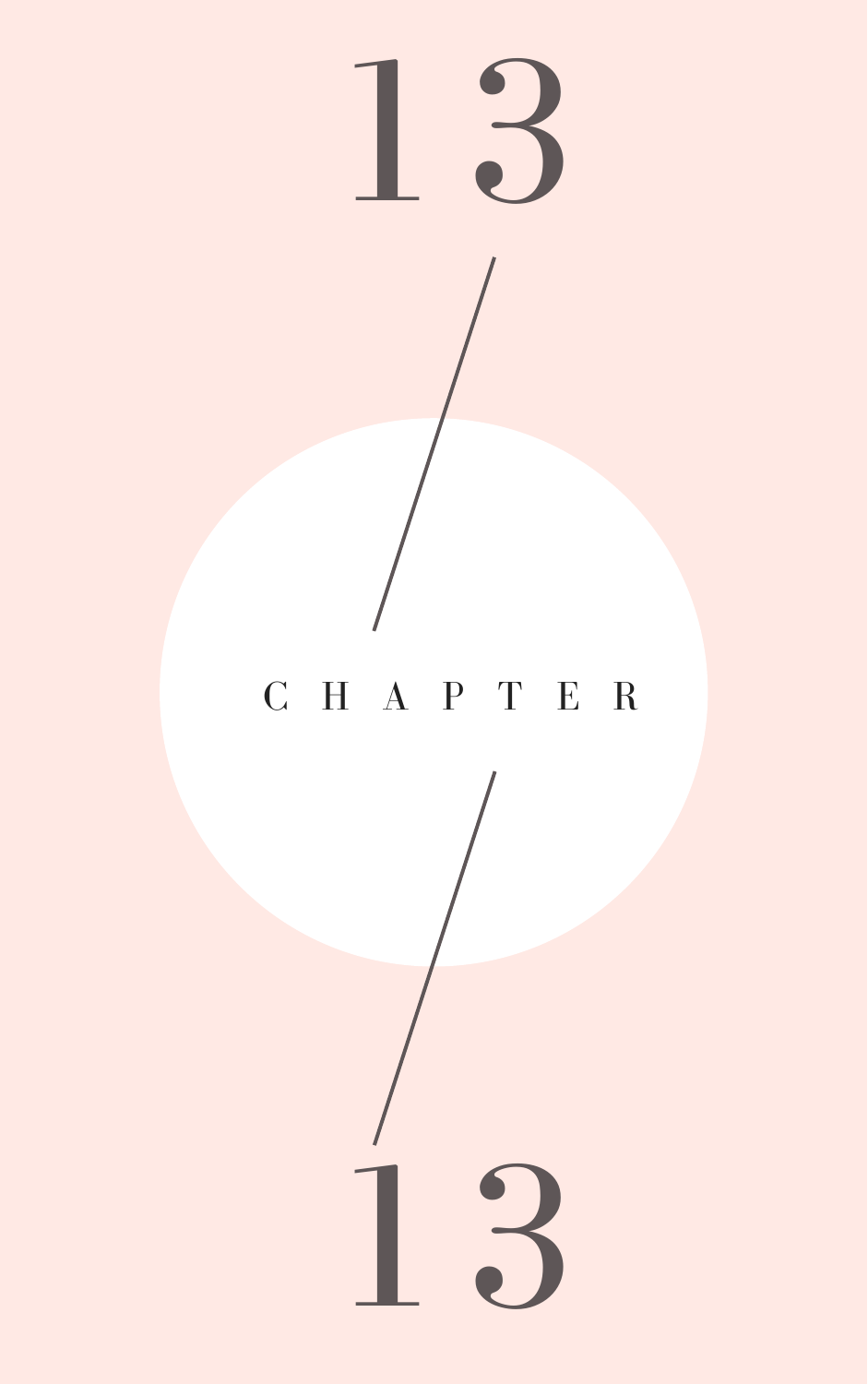# 13

# CHAPTER

# 13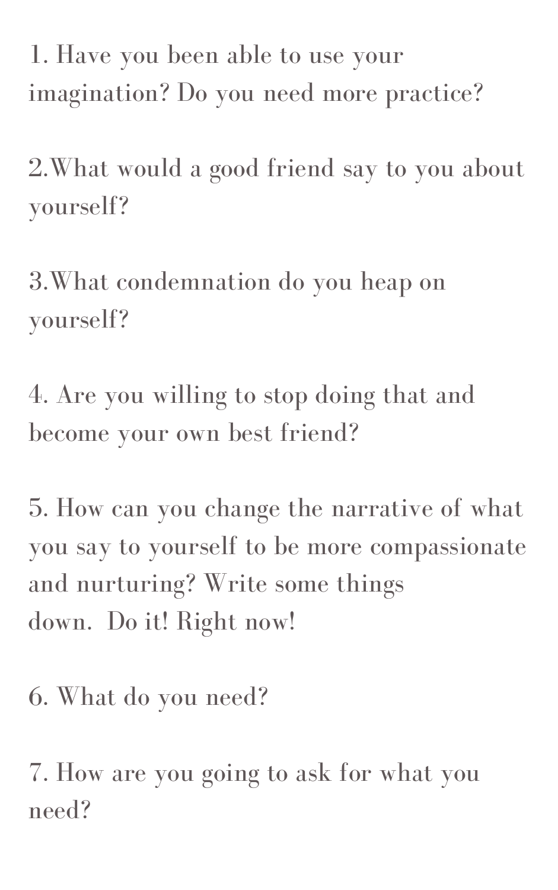1. Have you been able to use your imagination? Do you need more practice?

2. What would a good friend say to you about yourself?

3. What condemnation do you heap on yourself?

4. Are you willing to stop doing that and become your own best friend?

5. How can you change the narrative of what you say to yourself to be more compassionate and nurturing? Write some things down. Do it! Right now!

6. What do you need?

7. How are you going to ask for what you need?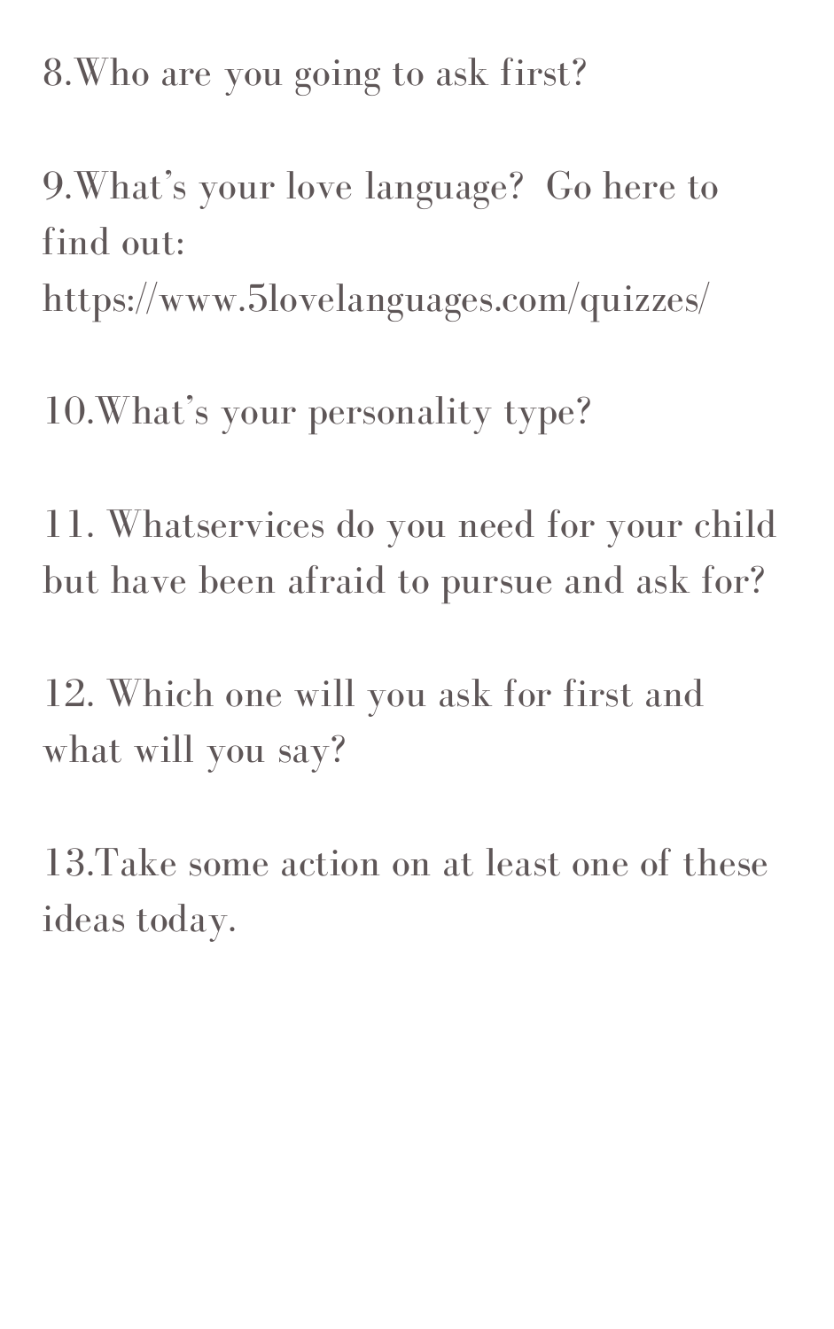8.Who are you going to ask first?

9.What's your love language? Go here to find out: https://www.5lovelanguages.com/quizzes/

10.What's your personality type?

11. Whatservices do you need for your child but have been afraid to pursue and ask for?

12. Which one will you ask for first and what will you say?

13.Take some action on at least one of these ideas today.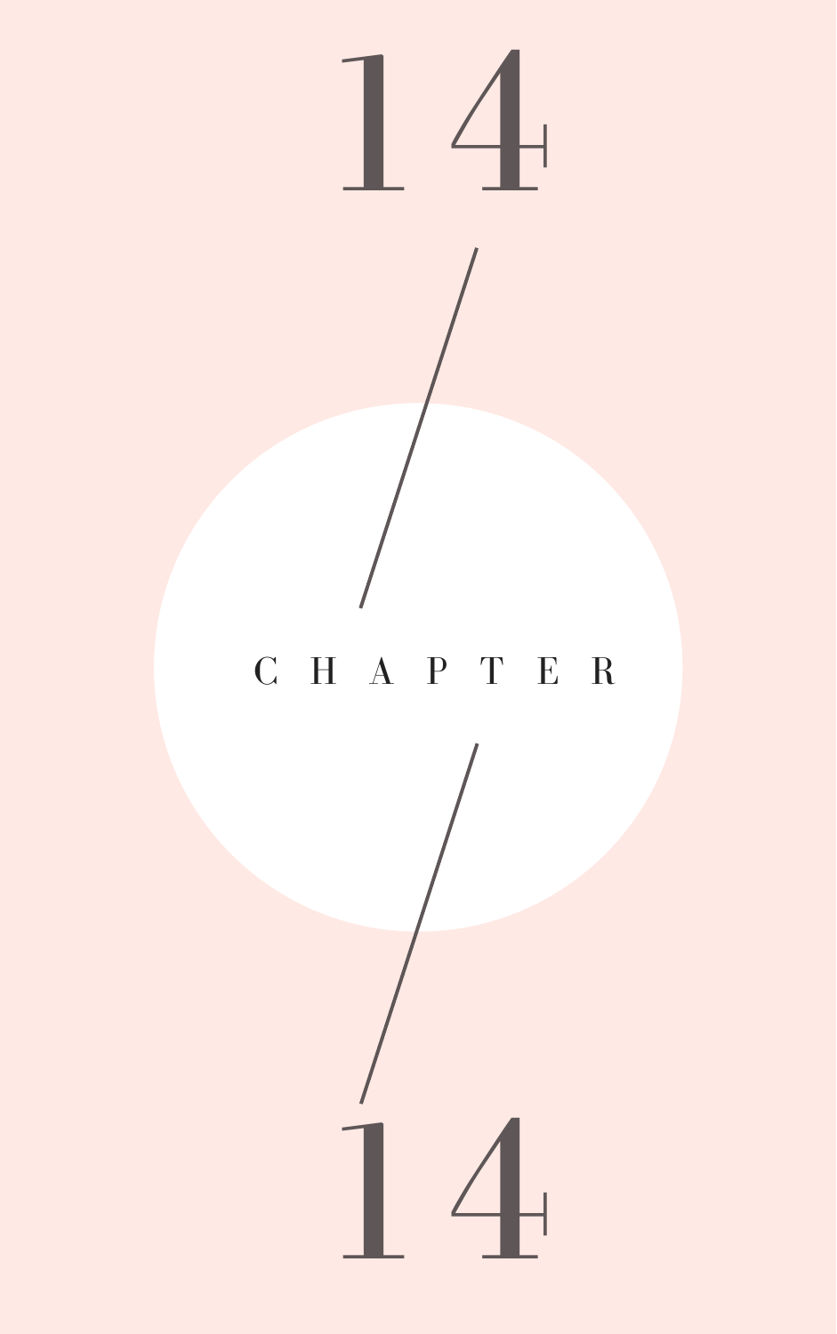# 14

CHAPTER

14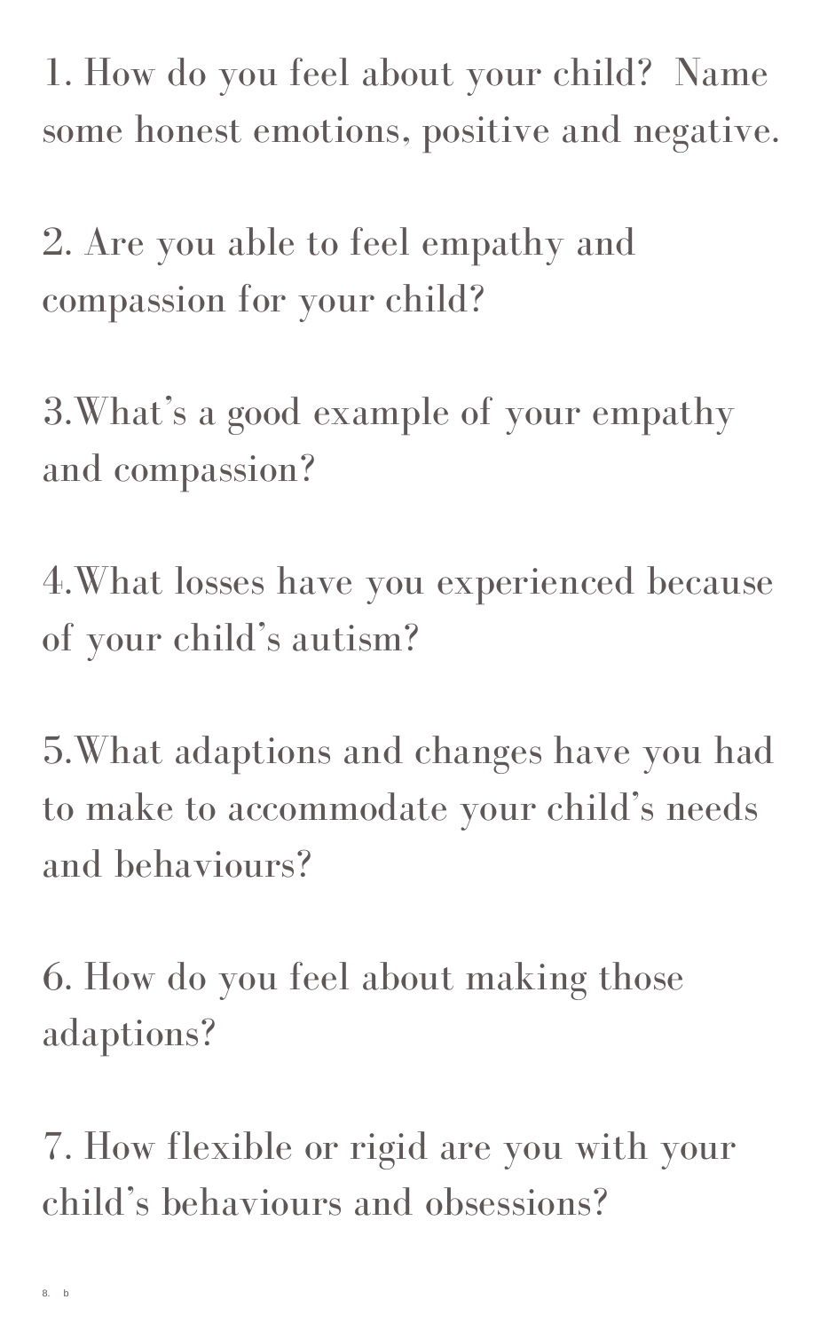1. How do you feel about your child? Name some honest emotions, positive and negative.

2. Are you able to feel empathy and compassion for your child?

3.What's a good example of your empathy and compassion?

4.What losses have you experienced because of your child's autism?

5.What adaptions and changes have you had to make to accommodate your child's needs and behaviours?

6. How do you feel about making those adaptions?

7. How flexible or rigid are you with your child's behaviours and obsessions?

8. b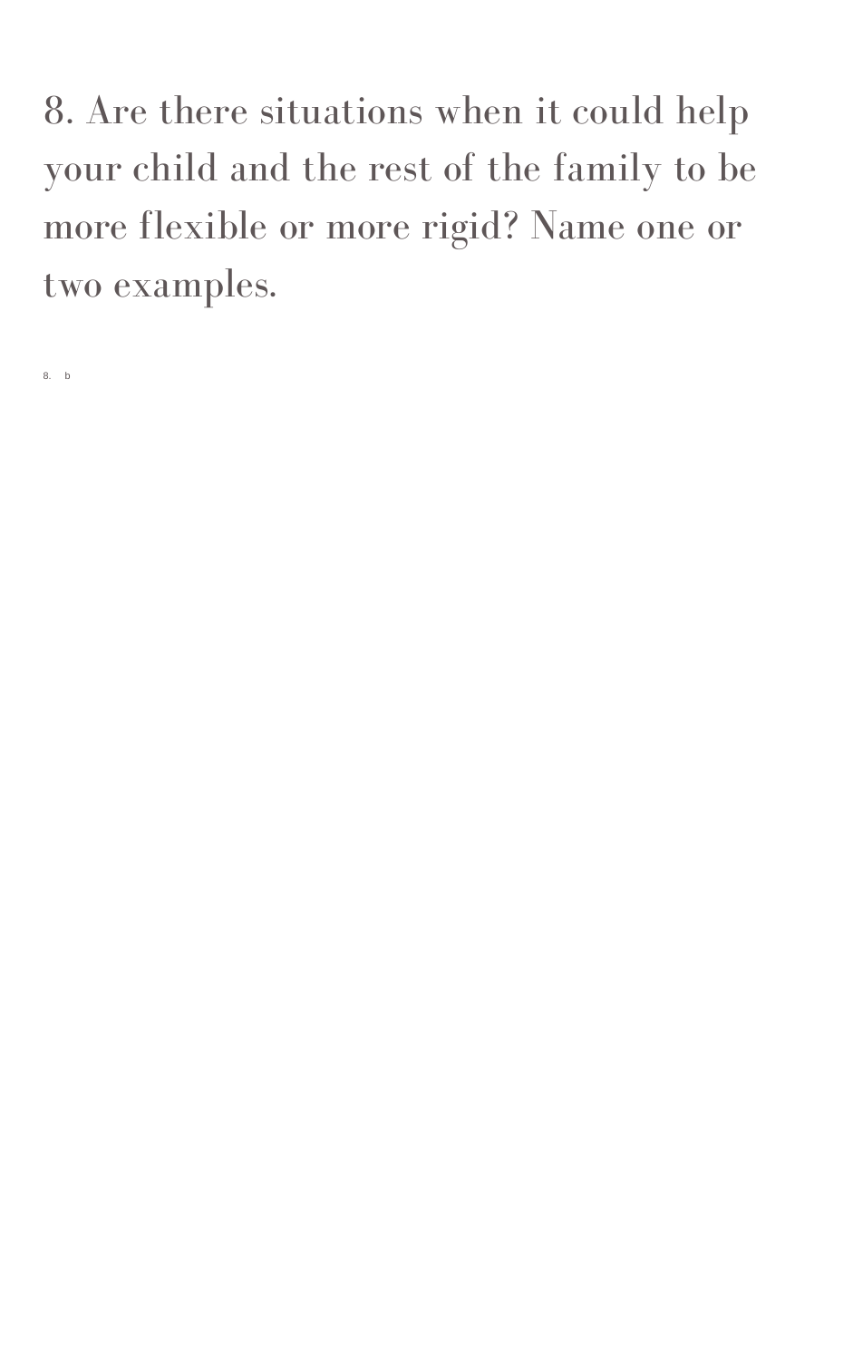# 8. Are there situations when it could help your child and the rest of the family to be more flexible or more rigid? Name one or two examples.

8. b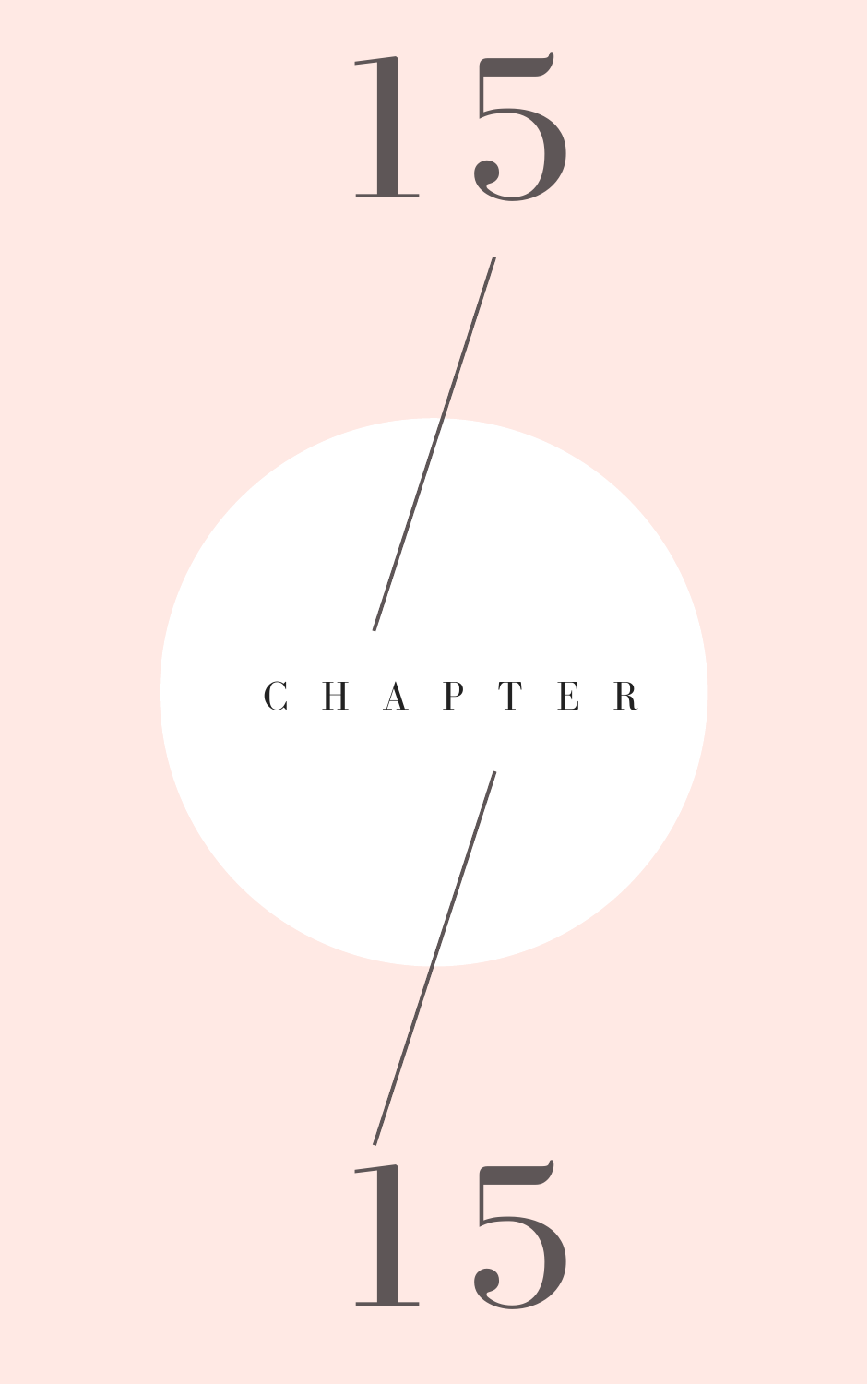# CHAPTER 15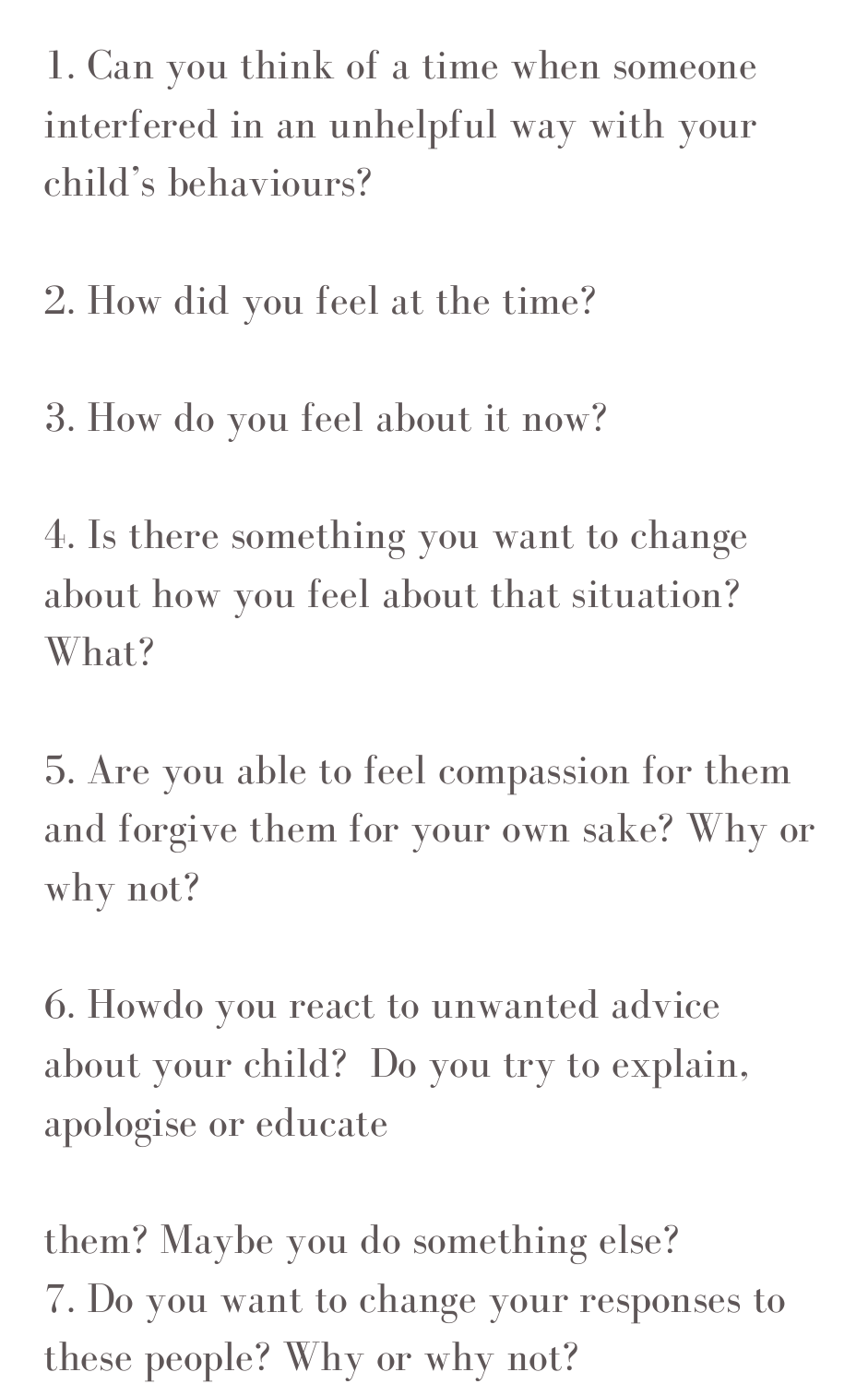1. Can you think of a time when someone interfered in an unhelpful way with your child's behaviours?

2. How did you feel at the time?

3. How do you feel about it now?

4. Is there something you want to change about how you feel about that situation? What?

5. Are you able to feel compassion for them and forgive them for your own sake? Why or why not?

6. Howdo you react to unwanted advice about your child?  Do you try to explain, apologise or educate them? Maybe you do something else?

7. Do you want to change your responses to these people? Why or why not?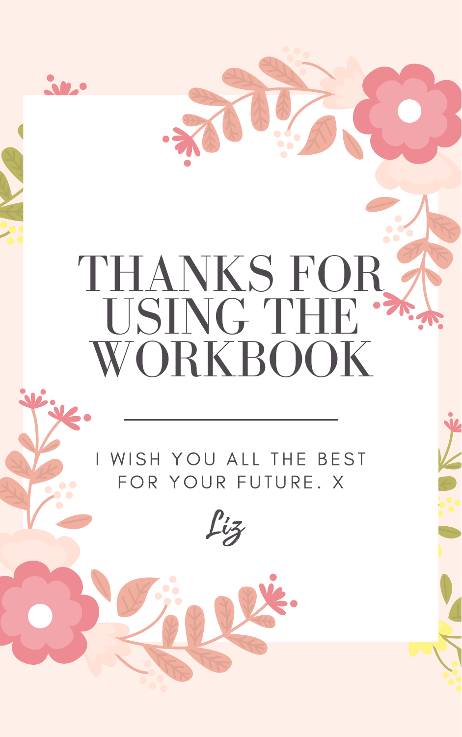# THANKS FOR USING THE WORKBOOK

---

I WISH YOU ALL THE BEST FOR YOUR FUTURE. X

*Liz*